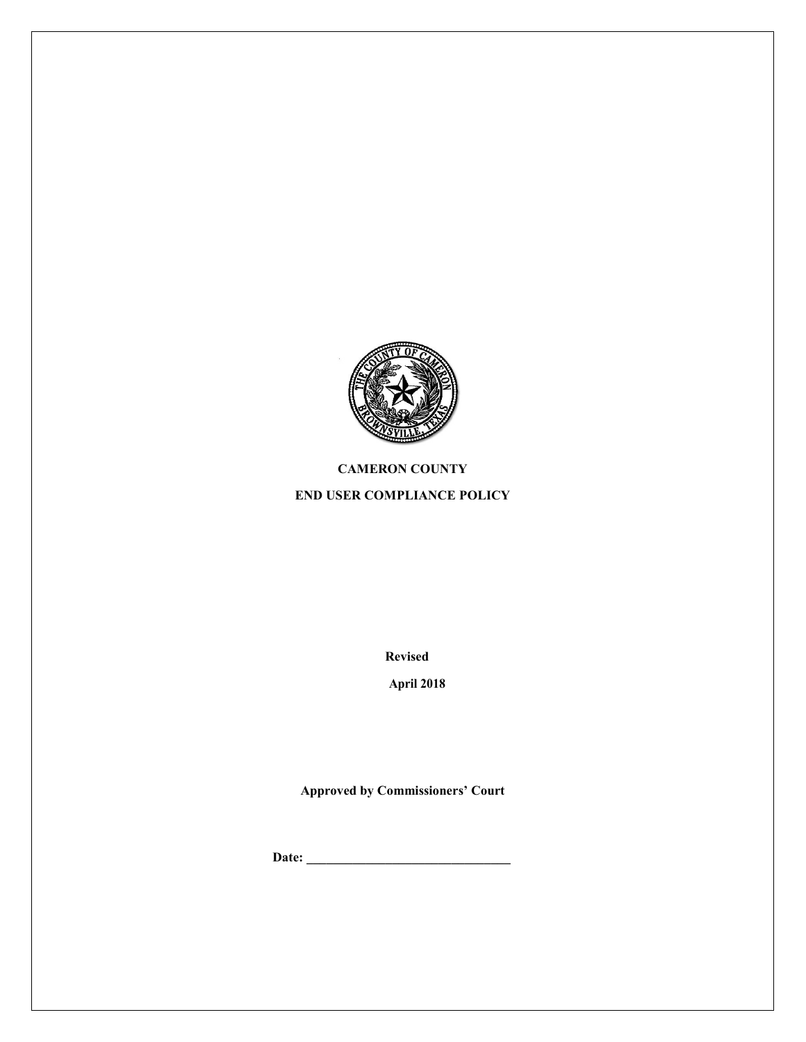**CAMERON COUNTY**

**END USER COMPLIANCE POLICY**

**Revised**

**April 2018**

**Approved by Commissioners' Court**

**Date: ______________________________**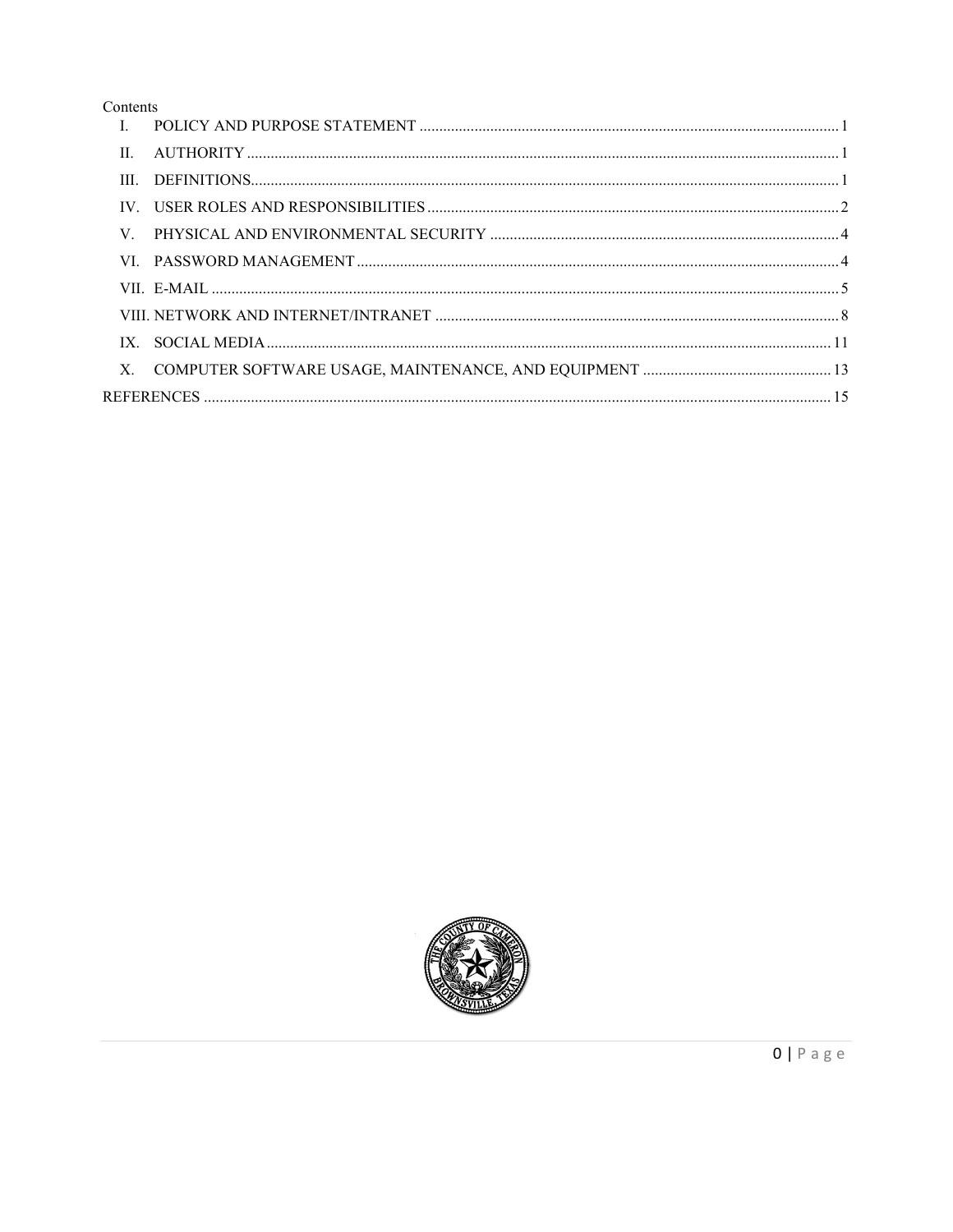Contents

- I. POLICY AND PURPOSE STATEMENT ..... 1
- II. AUTHORITY ..... 1
- III. DEFINITIONS ..... 1
- IV. USER ROLES AND RESPONSIBILITIES ..... 2
- V. PHYSICAL AND ENVIRONMENTAL SECURITY ..... 4
- VI. PASSWORD MANAGEMENT ..... 4
- VII. E-MAIL ..... 5
- VIII. NETWORK AND INTERNET/INTRANET ..... 8
- IX. SOCIAL MEDIA ..... 11
- X. COMPUTER SOFTWARE USAGE, MAINTENANCE, AND EQUIPMENT ..... 13

REFERENCES ..... 15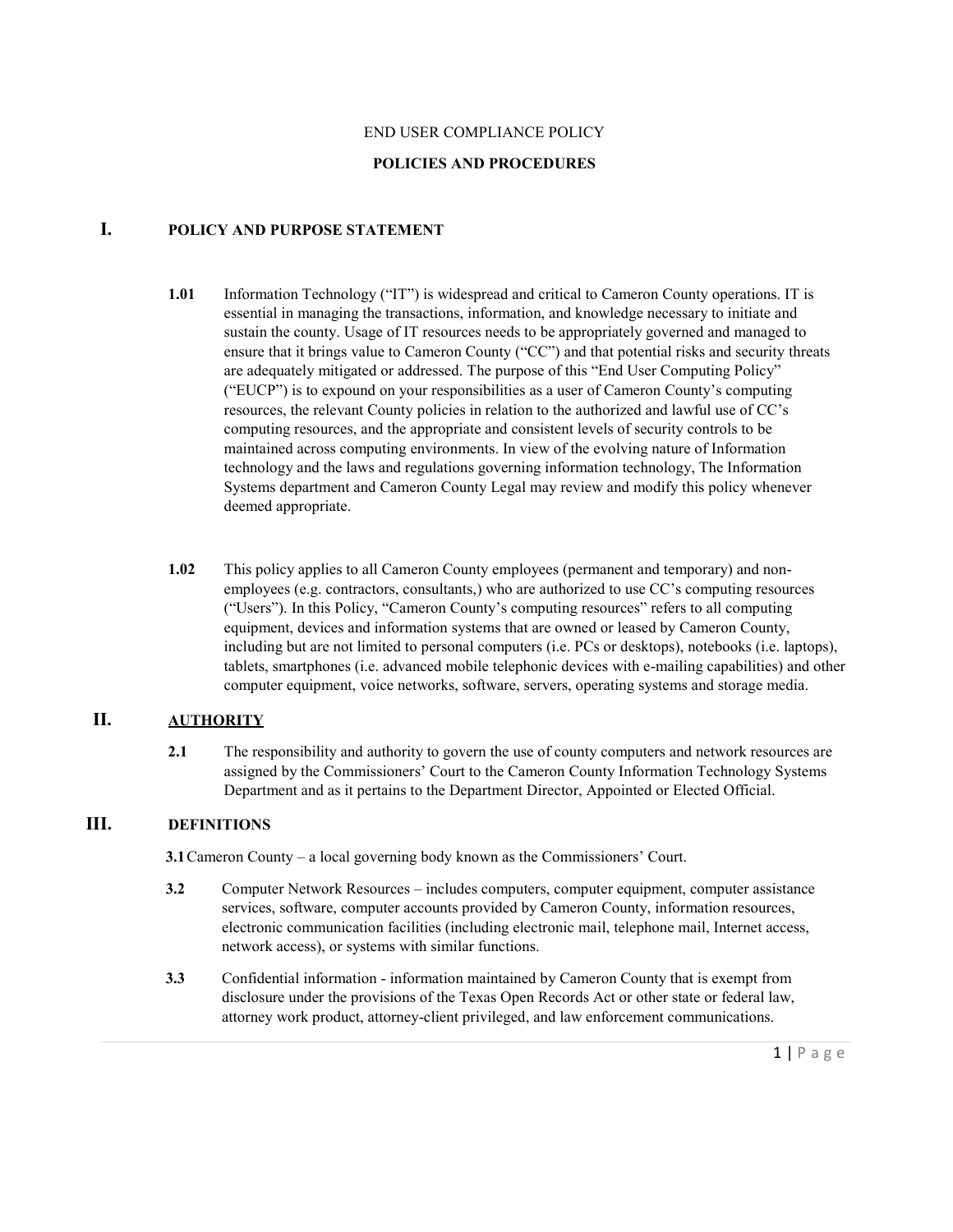END USER COMPLIANCE POLICY

**POLICIES AND PROCEDURES**

## I. POLICY AND PURPOSE STATEMENT

**1.01** Information Technology ("IT") is widespread and critical to Cameron County operations. IT is essential in managing the transactions, information, and knowledge necessary to initiate and sustain the county. Usage of IT resources needs to be appropriately governed and managed to ensure that it brings value to Cameron County ("CC") and that potential risks and security threats are adequately mitigated or addressed. The purpose of this "End User Computing Policy" ("EUCP") is to expound on your responsibilities as a user of Cameron County's computing resources, the relevant County policies in relation to the authorized and lawful use of CC's computing resources, and the appropriate and consistent levels of security controls to be maintained across computing environments. In view of the evolving nature of Information technology and the laws and regulations governing information technology, The Information Systems department and Cameron County Legal may review and modify this policy whenever deemed appropriate.

**1.02** This policy applies to all Cameron County employees (permanent and temporary) and non-employees (e.g. contractors, consultants,) who are authorized to use CC's computing resources ("Users"). In this Policy, "Cameron County's computing resources" refers to all computing equipment, devices and information systems that are owned or leased by Cameron County, including but are not limited to personal computers (i.e. PCs or desktops), notebooks (i.e. laptops), tablets, smartphones (i.e. advanced mobile telephonic devices with e-mailing capabilities) and other computer equipment, voice networks, software, servers, operating systems and storage media.

## II. AUTHORITY

**2.1** The responsibility and authority to govern the use of county computers and network resources are assigned by the Commissioners' Court to the Cameron County Information Technology Systems Department and as it pertains to the Department Director, Appointed or Elected Official.

## III. DEFINITIONS

**3.1** Cameron County – a local governing body known as the Commissioners' Court.

**3.2** Computer Network Resources – includes computers, computer equipment, computer assistance services, software, computer accounts provided by Cameron County, information resources, electronic communication facilities (including electronic mail, telephone mail, Internet access, network access), or systems with similar functions.

**3.3** Confidential information - information maintained by Cameron County that is exempt from disclosure under the provisions of the Texas Open Records Act or other state or federal law, attorney work product, attorney-client privileged, and law enforcement communications.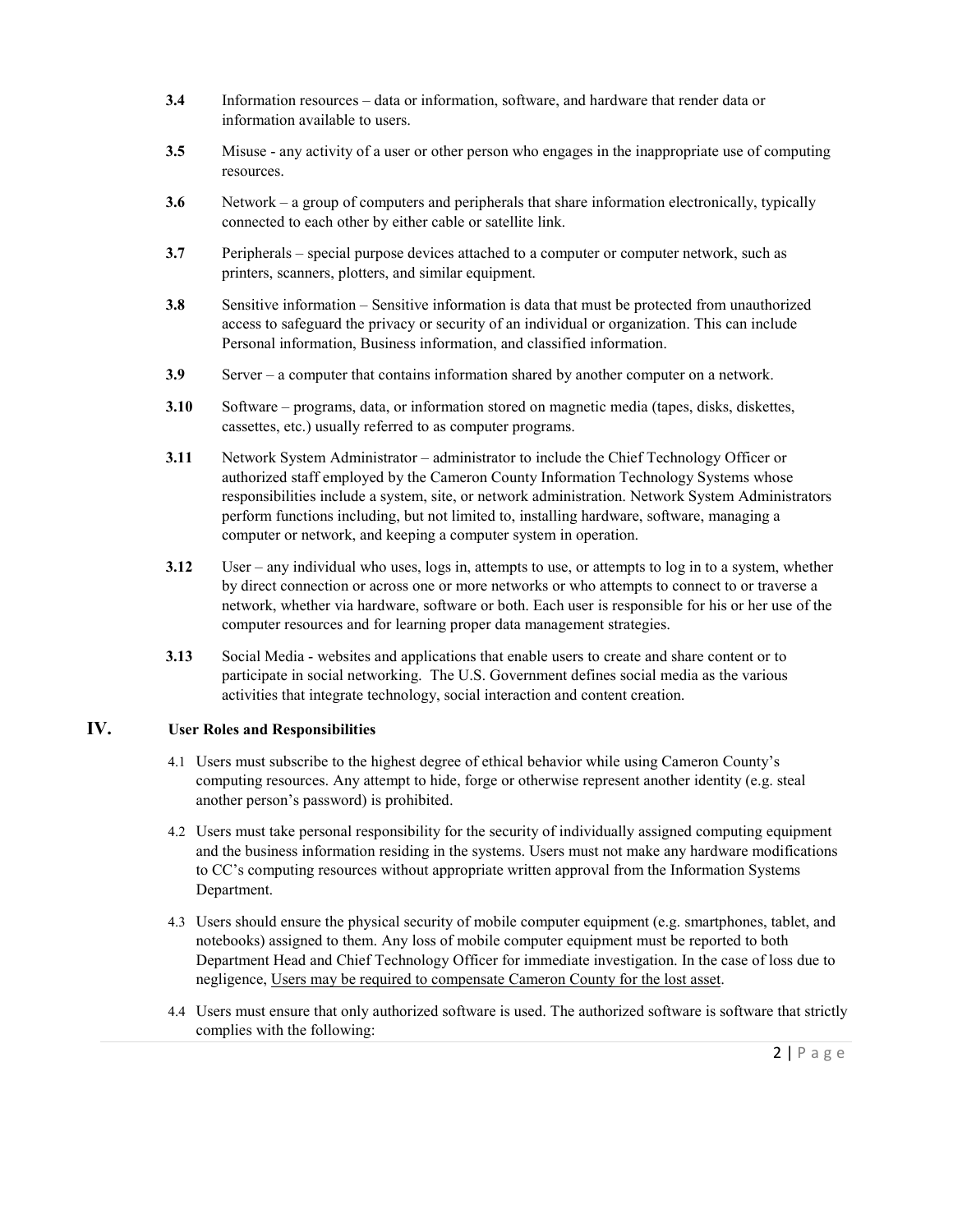**3.4** Information resources – data or information, software, and hardware that render data or information available to users.

**3.5** Misuse - any activity of a user or other person who engages in the inappropriate use of computing resources.

**3.6** Network – a group of computers and peripherals that share information electronically, typically connected to each other by either cable or satellite link.

**3.7** Peripherals – special purpose devices attached to a computer or computer network, such as printers, scanners, plotters, and similar equipment.

**3.8** Sensitive information – Sensitive information is data that must be protected from unauthorized access to safeguard the privacy or security of an individual or organization. This can include Personal information, Business information, and classified information.

**3.9** Server – a computer that contains information shared by another computer on a network.

**3.10** Software – programs, data, or information stored on magnetic media (tapes, disks, diskettes, cassettes, etc.) usually referred to as computer programs.

**3.11** Network System Administrator – administrator to include the Chief Technology Officer or authorized staff employed by the Cameron County Information Technology Systems whose responsibilities include a system, site, or network administration. Network System Administrators perform functions including, but not limited to, installing hardware, software, managing a computer or network, and keeping a computer system in operation.

**3.12** User – any individual who uses, logs in, attempts to use, or attempts to log in to a system, whether by direct connection or across one or more networks or who attempts to connect to or traverse a network, whether via hardware, software or both. Each user is responsible for his or her use of the computer resources and for learning proper data management strategies.

**3.13** Social Media - websites and applications that enable users to create and share content or to participate in social networking. The U.S. Government defines social media as the various activities that integrate technology, social interaction and content creation.

## IV. User Roles and Responsibilities

4.1 Users must subscribe to the highest degree of ethical behavior while using Cameron County's computing resources. Any attempt to hide, forge or otherwise represent another identity (e.g. steal another person's password) is prohibited.

4.2 Users must take personal responsibility for the security of individually assigned computing equipment and the business information residing in the systems. Users must not make any hardware modifications to CC's computing resources without appropriate written approval from the Information Systems Department.

4.3 Users should ensure the physical security of mobile computer equipment (e.g. smartphones, tablet, and notebooks) assigned to them. Any loss of mobile computer equipment must be reported to both Department Head and Chief Technology Officer for immediate investigation. In the case of loss due to negligence, <u>Users may be required to compensate Cameron County for the lost asset</u>.

4.4 Users must ensure that only authorized software is used. The authorized software is software that strictly complies with the following: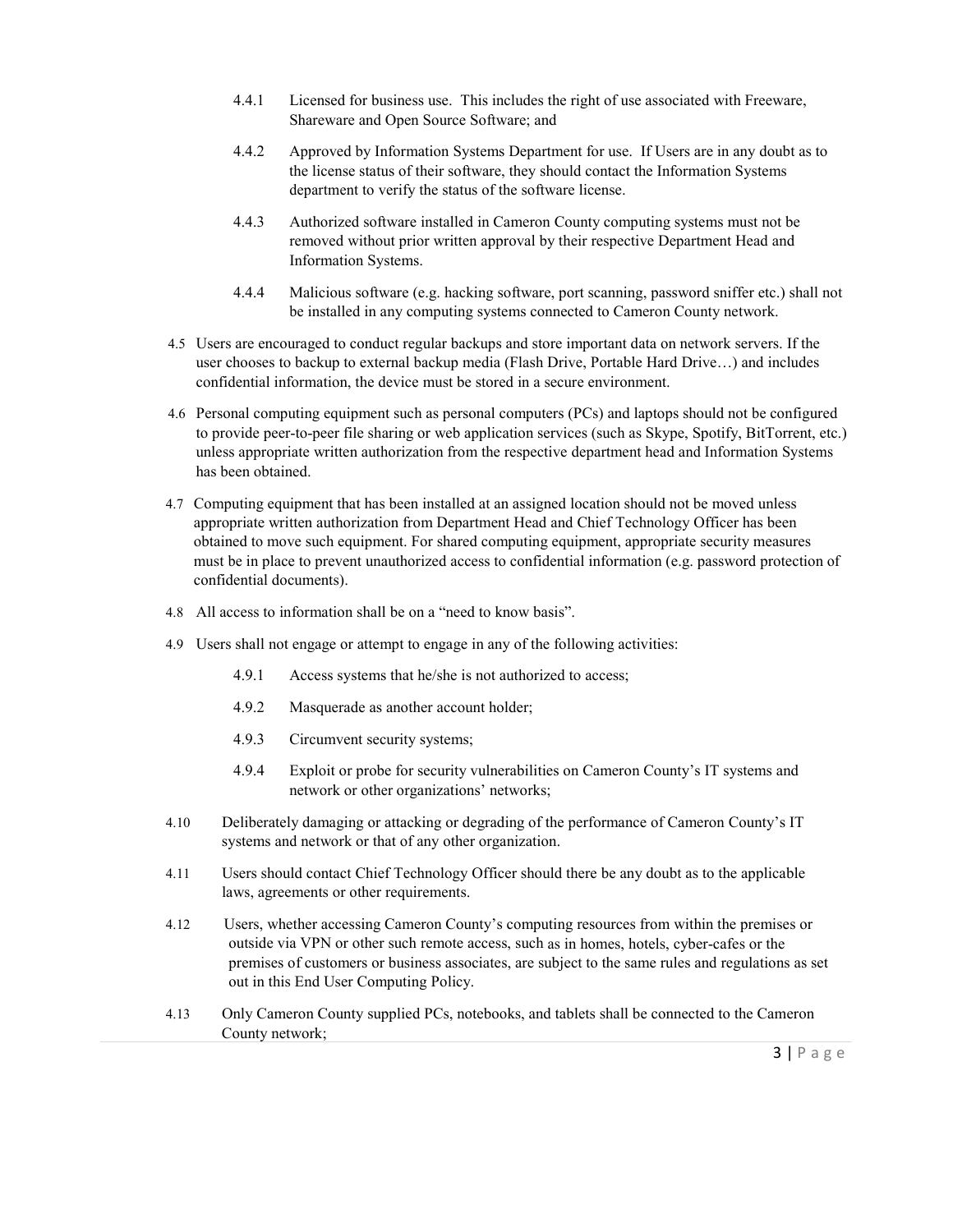4.4.1 Licensed for business use. This includes the right of use associated with Freeware, Shareware and Open Source Software; and

4.4.2 Approved by Information Systems Department for use. If Users are in any doubt as to the license status of their software, they should contact the Information Systems department to verify the status of the software license.

4.4.3 Authorized software installed in Cameron County computing systems must not be removed without prior written approval by their respective Department Head and Information Systems.

4.4.4 Malicious software (e.g. hacking software, port scanning, password sniffer etc.) shall not be installed in any computing systems connected to Cameron County network.

4.5 Users are encouraged to conduct regular backups and store important data on network servers. If the user chooses to backup to external backup media (Flash Drive, Portable Hard Drive…) and includes confidential information, the device must be stored in a secure environment.

4.6 Personal computing equipment such as personal computers (PCs) and laptops should not be configured to provide peer-to-peer file sharing or web application services (such as Skype, Spotify, BitTorrent, etc.) unless appropriate written authorization from the respective department head and Information Systems has been obtained.

4.7 Computing equipment that has been installed at an assigned location should not be moved unless appropriate written authorization from Department Head and Chief Technology Officer has been obtained to move such equipment. For shared computing equipment, appropriate security measures must be in place to prevent unauthorized access to confidential information (e.g. password protection of confidential documents).

4.8 All access to information shall be on a "need to know basis".

4.9 Users shall not engage or attempt to engage in any of the following activities:

4.9.1 Access systems that he/she is not authorized to access;

4.9.2 Masquerade as another account holder;

4.9.3 Circumvent security systems;

4.9.4 Exploit or probe for security vulnerabilities on Cameron County's IT systems and network or other organizations' networks;

4.10 Deliberately damaging or attacking or degrading of the performance of Cameron County's IT systems and network or that of any other organization.

4.11 Users should contact Chief Technology Officer should there be any doubt as to the applicable laws, agreements or other requirements.

4.12 Users, whether accessing Cameron County's computing resources from within the premises or outside via VPN or other such remote access, such as in homes, hotels, cyber-cafes or the premises of customers or business associates, are subject to the same rules and regulations as set out in this End User Computing Policy.

4.13 Only Cameron County supplied PCs, notebooks, and tablets shall be connected to the Cameron County network;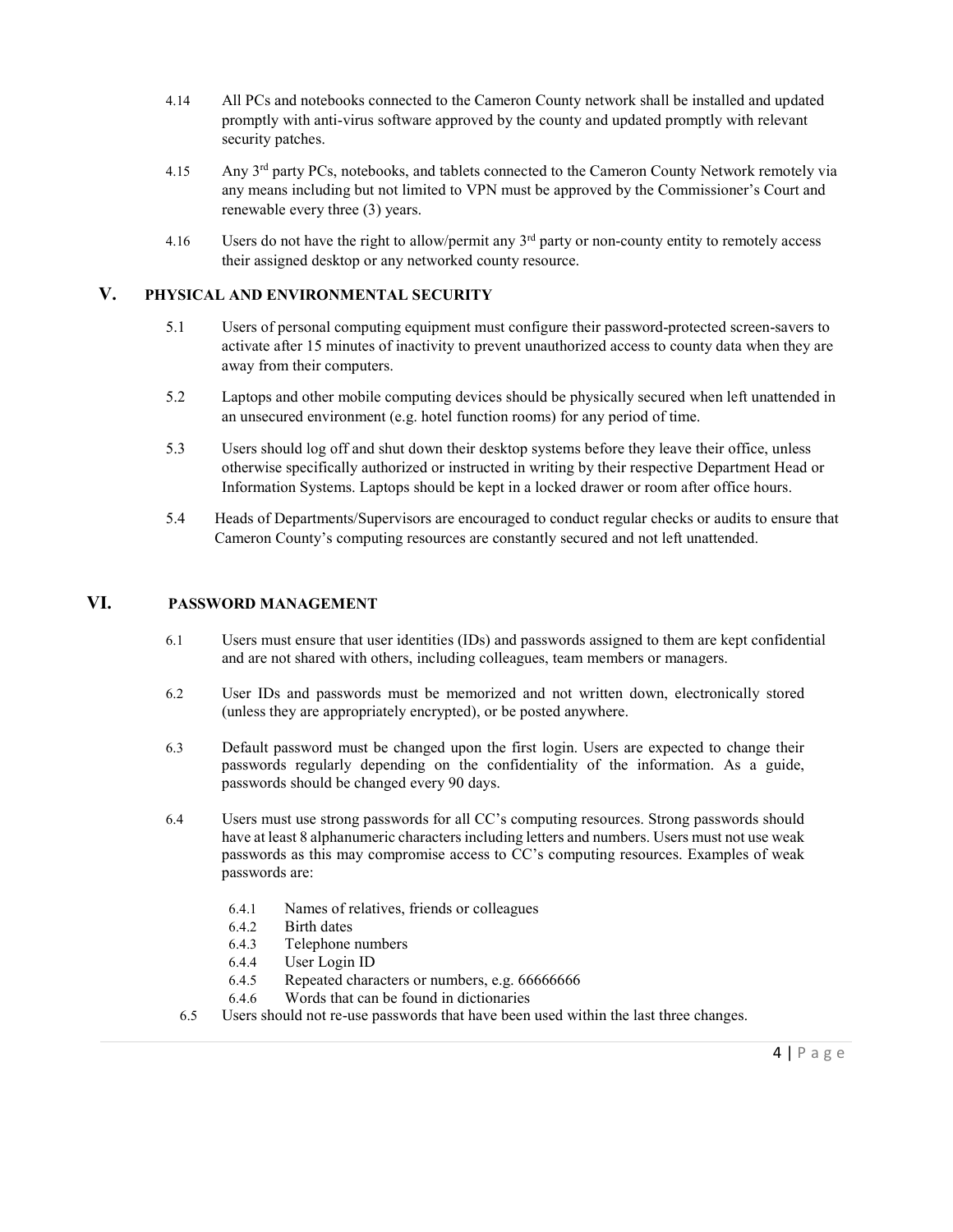4.14 All PCs and notebooks connected to the Cameron County network shall be installed and updated promptly with anti-virus software approved by the county and updated promptly with relevant security patches.

4.15 Any 3rd party PCs, notebooks, and tablets connected to the Cameron County Network remotely via any means including but not limited to VPN must be approved by the Commissioner's Court and renewable every three (3) years.

4.16 Users do not have the right to allow/permit any 3rd party or non-county entity to remotely access their assigned desktop or any networked county resource.

## V. PHYSICAL AND ENVIRONMENTAL SECURITY

5.1 Users of personal computing equipment must configure their password-protected screen-savers to activate after 15 minutes of inactivity to prevent unauthorized access to county data when they are away from their computers.

5.2 Laptops and other mobile computing devices should be physically secured when left unattended in an unsecured environment (e.g. hotel function rooms) for any period of time.

5.3 Users should log off and shut down their desktop systems before they leave their office, unless otherwise specifically authorized or instructed in writing by their respective Department Head or Information Systems. Laptops should be kept in a locked drawer or room after office hours.

5.4 Heads of Departments/Supervisors are encouraged to conduct regular checks or audits to ensure that Cameron County's computing resources are constantly secured and not left unattended.

## VI. PASSWORD MANAGEMENT

6.1 Users must ensure that user identities (IDs) and passwords assigned to them are kept confidential and are not shared with others, including colleagues, team members or managers.

6.2 User IDs and passwords must be memorized and not written down, electronically stored (unless they are appropriately encrypted), or be posted anywhere.

6.3 Default password must be changed upon the first login. Users are expected to change their passwords regularly depending on the confidentiality of the information. As a guide, passwords should be changed every 90 days.

6.4 Users must use strong passwords for all CC's computing resources. Strong passwords should have at least 8 alphanumeric characters including letters and numbers. Users must not use weak passwords as this may compromise access to CC's computing resources. Examples of weak passwords are:

- 6.4.1 Names of relatives, friends or colleagues
- 6.4.2 Birth dates
- 6.4.3 Telephone numbers
- 6.4.4 User Login ID
- 6.4.5 Repeated characters or numbers, e.g. 66666666
- 6.4.6 Words that can be found in dictionaries

6.5 Users should not re-use passwords that have been used within the last three changes.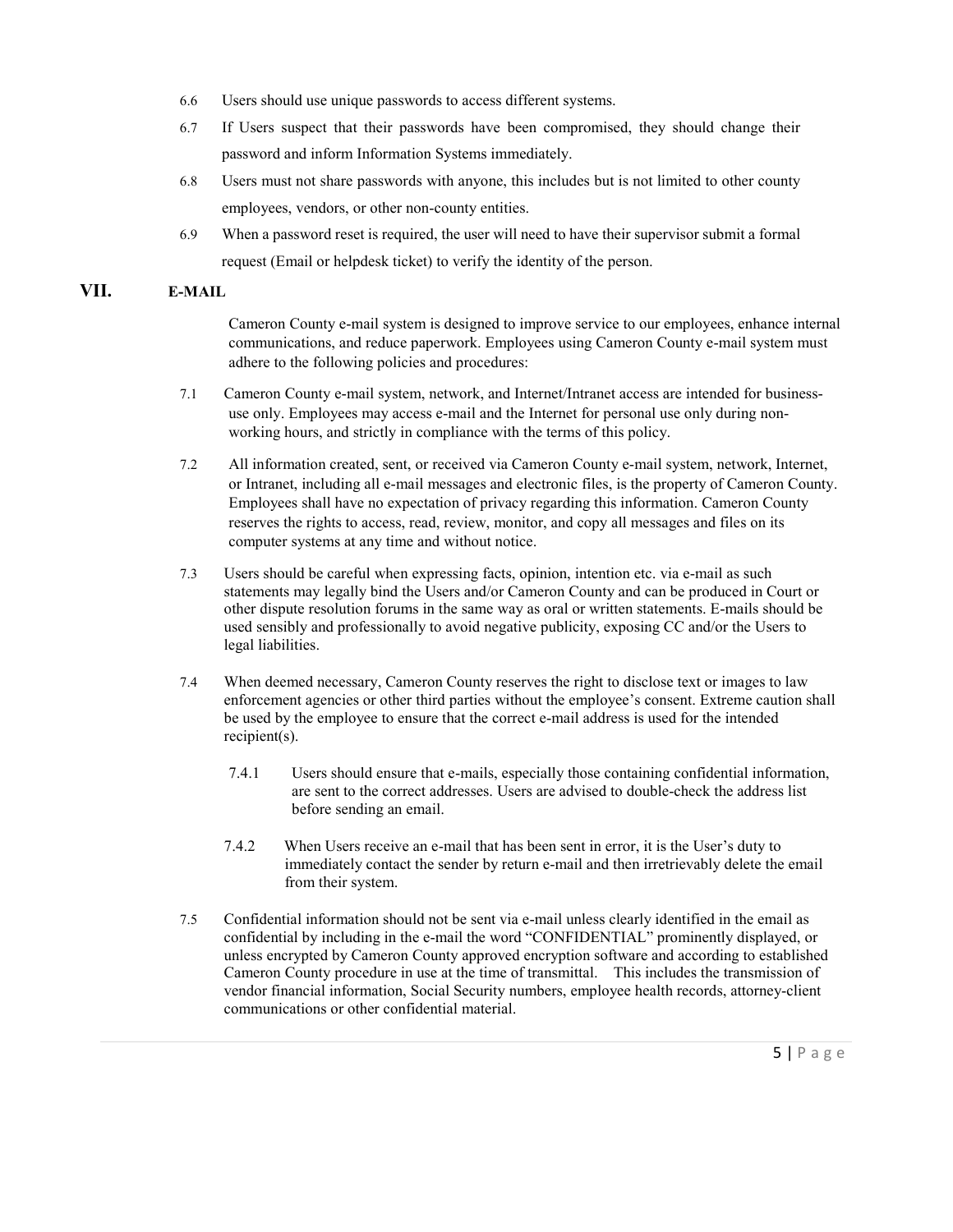6.6 Users should use unique passwords to access different systems.

6.7 If Users suspect that their passwords have been compromised, they should change their password and inform Information Systems immediately.

6.8 Users must not share passwords with anyone, this includes but is not limited to other county employees, vendors, or other non-county entities.

6.9 When a password reset is required, the user will need to have their supervisor submit a formal request (Email or helpdesk ticket) to verify the identity of the person.

## VII. E-MAIL

Cameron County e-mail system is designed to improve service to our employees, enhance internal communications, and reduce paperwork. Employees using Cameron County e-mail system must adhere to the following policies and procedures:

7.1 Cameron County e-mail system, network, and Internet/Intranet access are intended for business-use only. Employees may access e-mail and the Internet for personal use only during non-working hours, and strictly in compliance with the terms of this policy.

7.2 All information created, sent, or received via Cameron County e-mail system, network, Internet, or Intranet, including all e-mail messages and electronic files, is the property of Cameron County. Employees shall have no expectation of privacy regarding this information. Cameron County reserves the rights to access, read, review, monitor, and copy all messages and files on its computer systems at any time and without notice.

7.3 Users should be careful when expressing facts, opinion, intention etc. via e-mail as such statements may legally bind the Users and/or Cameron County and can be produced in Court or other dispute resolution forums in the same way as oral or written statements. E-mails should be used sensibly and professionally to avoid negative publicity, exposing CC and/or the Users to legal liabilities.

7.4 When deemed necessary, Cameron County reserves the right to disclose text or images to law enforcement agencies or other third parties without the employee's consent. Extreme caution shall be used by the employee to ensure that the correct e-mail address is used for the intended recipient(s).

7.4.1 Users should ensure that e-mails, especially those containing confidential information, are sent to the correct addresses. Users are advised to double-check the address list before sending an email.

7.4.2 When Users receive an e-mail that has been sent in error, it is the User's duty to immediately contact the sender by return e-mail and then irretrievably delete the email from their system.

7.5 Confidential information should not be sent via e-mail unless clearly identified in the email as confidential by including in the e-mail the word "CONFIDENTIAL" prominently displayed, or unless encrypted by Cameron County approved encryption software and according to established Cameron County procedure in use at the time of transmittal. This includes the transmission of vendor financial information, Social Security numbers, employee health records, attorney-client communications or other confidential material.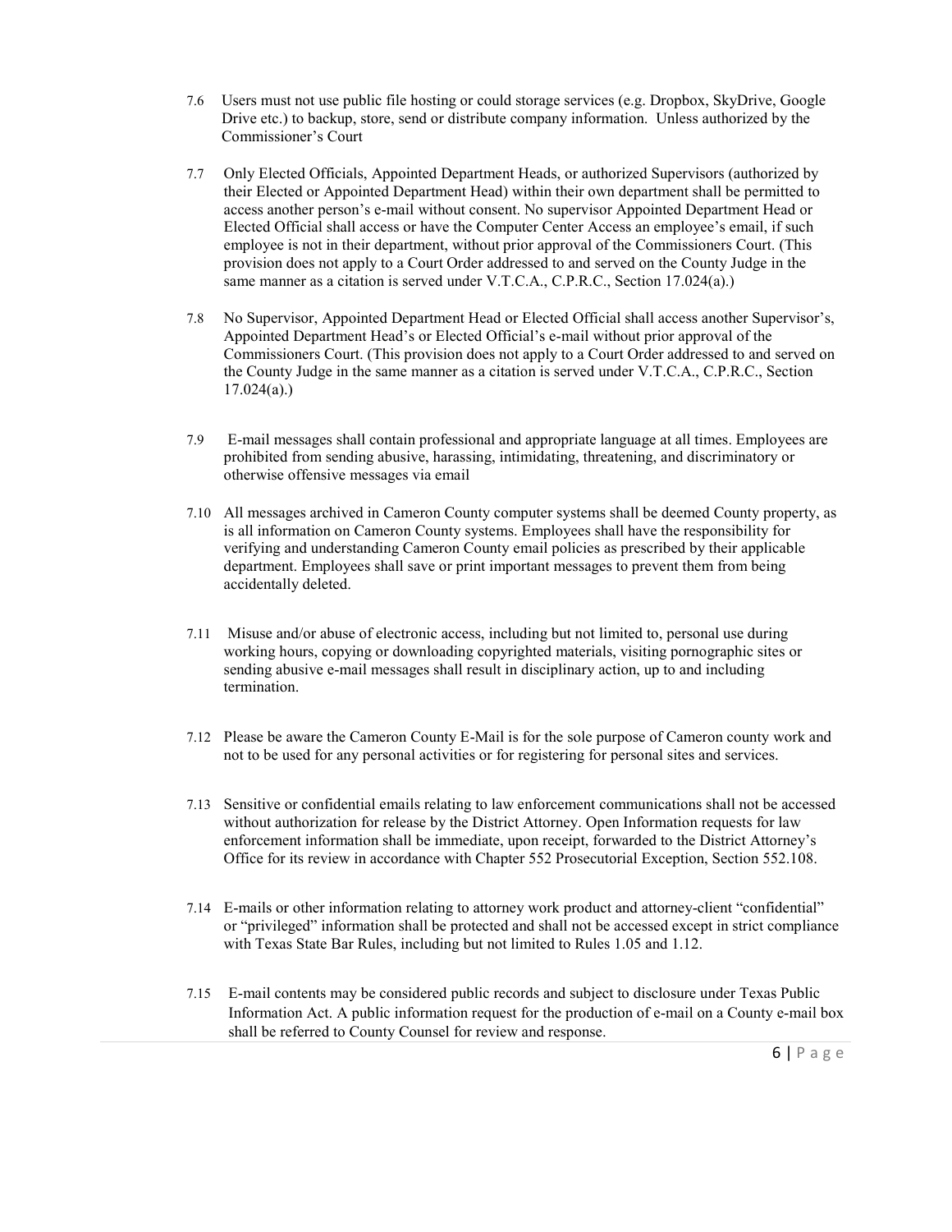7.6 Users must not use public file hosting or could storage services (e.g. Dropbox, SkyDrive, Google Drive etc.) to backup, store, send or distribute company information. Unless authorized by the Commissioner's Court

7.7 Only Elected Officials, Appointed Department Heads, or authorized Supervisors (authorized by their Elected or Appointed Department Head) within their own department shall be permitted to access another person's e-mail without consent. No supervisor Appointed Department Head or Elected Official shall access or have the Computer Center Access an employee's email, if such employee is not in their department, without prior approval of the Commissioners Court. (This provision does not apply to a Court Order addressed to and served on the County Judge in the same manner as a citation is served under V.T.C.A., C.P.R.C., Section 17.024(a).)

7.8 No Supervisor, Appointed Department Head or Elected Official shall access another Supervisor's, Appointed Department Head's or Elected Official's e-mail without prior approval of the Commissioners Court. (This provision does not apply to a Court Order addressed to and served on the County Judge in the same manner as a citation is served under V.T.C.A., C.P.R.C., Section 17.024(a).)

7.9 E-mail messages shall contain professional and appropriate language at all times. Employees are prohibited from sending abusive, harassing, intimidating, threatening, and discriminatory or otherwise offensive messages via email

7.10 All messages archived in Cameron County computer systems shall be deemed County property, as is all information on Cameron County systems. Employees shall have the responsibility for verifying and understanding Cameron County email policies as prescribed by their applicable department. Employees shall save or print important messages to prevent them from being accidentally deleted.

7.11 Misuse and/or abuse of electronic access, including but not limited to, personal use during working hours, copying or downloading copyrighted materials, visiting pornographic sites or sending abusive e-mail messages shall result in disciplinary action, up to and including termination.

7.12 Please be aware the Cameron County E-Mail is for the sole purpose of Cameron county work and not to be used for any personal activities or for registering for personal sites and services.

7.13 Sensitive or confidential emails relating to law enforcement communications shall not be accessed without authorization for release by the District Attorney. Open Information requests for law enforcement information shall be immediate, upon receipt, forwarded to the District Attorney's Office for its review in accordance with Chapter 552 Prosecutorial Exception, Section 552.108.

7.14 E-mails or other information relating to attorney work product and attorney-client "confidential" or "privileged" information shall be protected and shall not be accessed except in strict compliance with Texas State Bar Rules, including but not limited to Rules 1.05 and 1.12.

7.15 E-mail contents may be considered public records and subject to disclosure under Texas Public Information Act. A public information request for the production of e-mail on a County e-mail box shall be referred to County Counsel for review and response.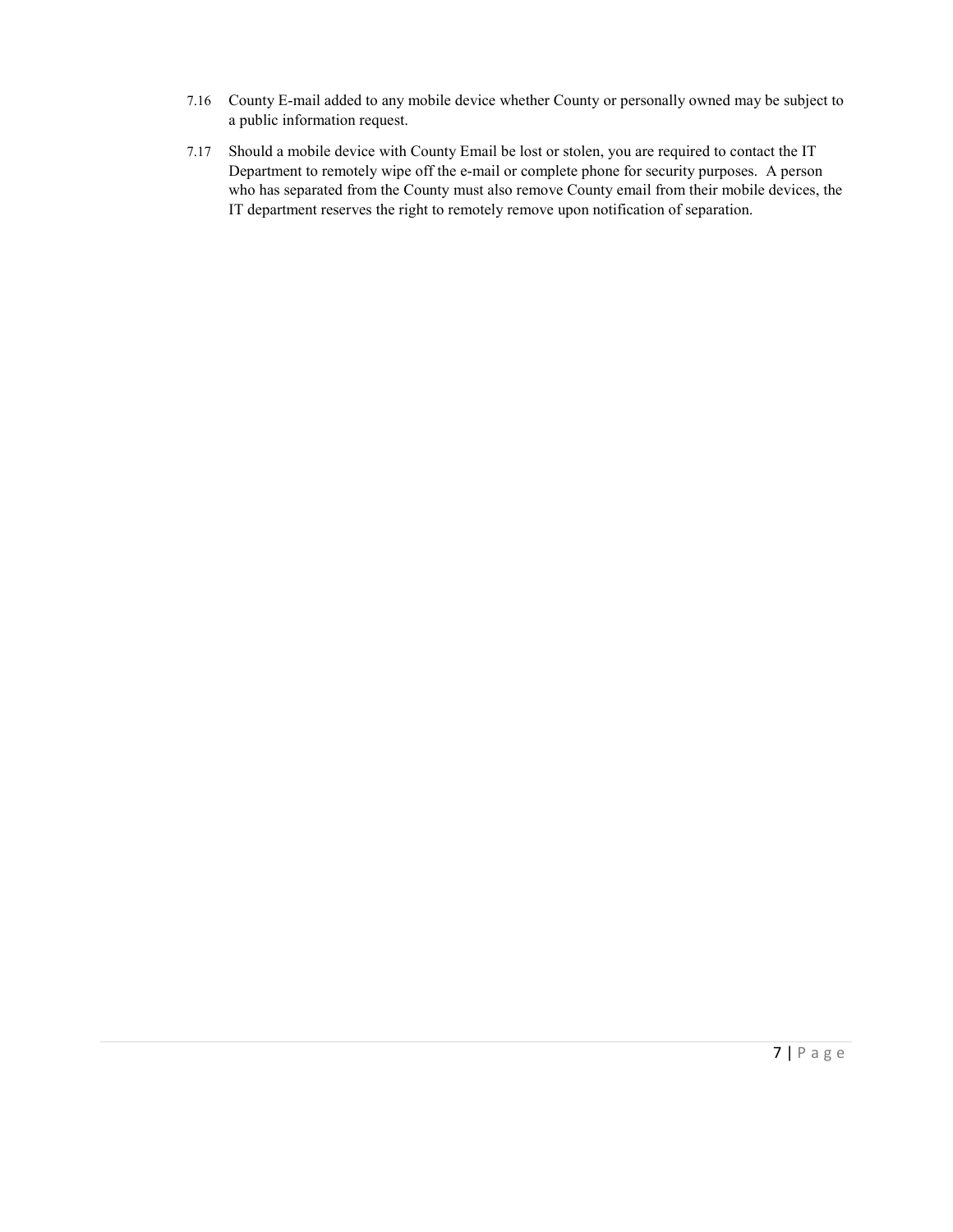7.16 County E-mail added to any mobile device whether County or personally owned may be subject to a public information request.

7.17 Should a mobile device with County Email be lost or stolen, you are required to contact the IT Department to remotely wipe off the e-mail or complete phone for security purposes. A person who has separated from the County must also remove County email from their mobile devices, the IT department reserves the right to remotely remove upon notification of separation.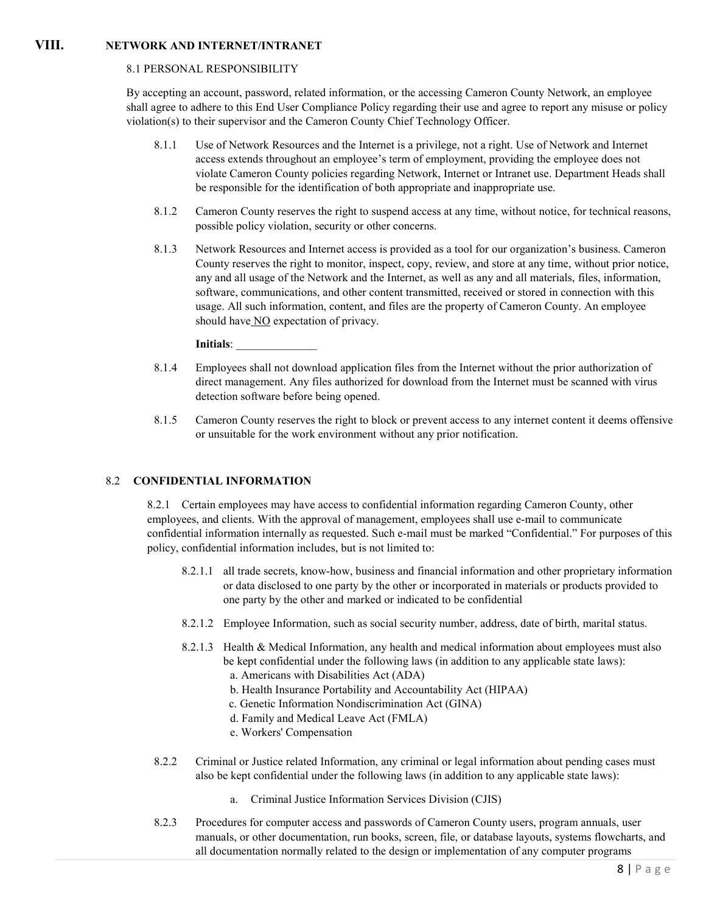# VIII. NETWORK AND INTERNET/INTRANET

8.1 PERSONAL RESPONSIBILITY

By accepting an account, password, related information, or the accessing Cameron County Network, an employee shall agree to adhere to this End User Compliance Policy regarding their use and agree to report any misuse or policy violation(s) to their supervisor and the Cameron County Chief Technology Officer.

8.1.1 Use of Network Resources and the Internet is a privilege, not a right. Use of Network and Internet access extends throughout an employee's term of employment, providing the employee does not violate Cameron County policies regarding Network, Internet or Intranet use. Department Heads shall be responsible for the identification of both appropriate and inappropriate use.

8.1.2 Cameron County reserves the right to suspend access at any time, without notice, for technical reasons, possible policy violation, security or other concerns.

8.1.3 Network Resources and Internet access is provided as a tool for our organization's business. Cameron County reserves the right to monitor, inspect, copy, review, and store at any time, without prior notice, any and all usage of the Network and the Internet, as well as any and all materials, files, information, software, communications, and other content transmitted, received or stored in connection with this usage. All such information, content, and files are the property of Cameron County. An employee should have NO expectation of privacy.

**Initials**: ______________

8.1.4 Employees shall not download application files from the Internet without the prior authorization of direct management. Any files authorized for download from the Internet must be scanned with virus detection software before being opened.

8.1.5 Cameron County reserves the right to block or prevent access to any internet content it deems offensive or unsuitable for the work environment without any prior notification.

## 8.2 CONFIDENTIAL INFORMATION

8.2.1 Certain employees may have access to confidential information regarding Cameron County, other employees, and clients. With the approval of management, employees shall use e-mail to communicate confidential information internally as requested. Such e-mail must be marked "Confidential." For purposes of this policy, confidential information includes, but is not limited to:

8.2.1.1 all trade secrets, know-how, business and financial information and other proprietary information or data disclosed to one party by the other or incorporated in materials or products provided to one party by the other and marked or indicated to be confidential

8.2.1.2 Employee Information, such as social security number, address, date of birth, marital status.

8.2.1.3 Health & Medical Information, any health and medical information about employees must also be kept confidential under the following laws (in addition to any applicable state laws):

a. Americans with Disabilities Act (ADA)
b. Health Insurance Portability and Accountability Act (HIPAA)
c. Genetic Information Nondiscrimination Act (GINA)
d. Family and Medical Leave Act (FMLA)
e. Workers' Compensation

8.2.2 Criminal or Justice related Information, any criminal or legal information about pending cases must also be kept confidential under the following laws (in addition to any applicable state laws):

a. Criminal Justice Information Services Division (CJIS)

8.2.3 Procedures for computer access and passwords of Cameron County users, program annuals, user manuals, or other documentation, run books, screen, file, or database layouts, systems flowcharts, and all documentation normally related to the design or implementation of any computer programs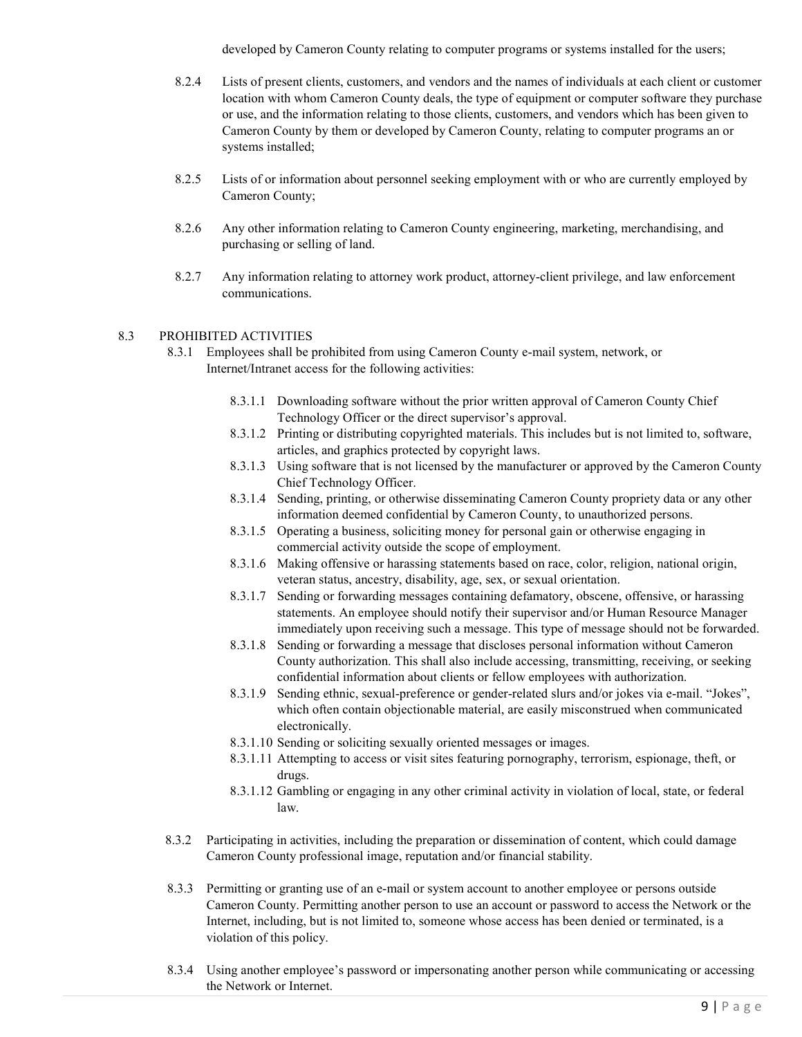developed by Cameron County relating to computer programs or systems installed for the users;

8.2.4 Lists of present clients, customers, and vendors and the names of individuals at each client or customer location with whom Cameron County deals, the type of equipment or computer software they purchase or use, and the information relating to those clients, customers, and vendors which has been given to Cameron County by them or developed by Cameron County, relating to computer programs an or systems installed;

8.2.5 Lists of or information about personnel seeking employment with or who are currently employed by Cameron County;

8.2.6 Any other information relating to Cameron County engineering, marketing, merchandising, and purchasing or selling of land.

8.2.7 Any information relating to attorney work product, attorney-client privilege, and law enforcement communications.

8.3 PROHIBITED ACTIVITIES

8.3.1 Employees shall be prohibited from using Cameron County e-mail system, network, or Internet/Intranet access for the following activities:

8.3.1.1 Downloading software without the prior written approval of Cameron County Chief Technology Officer or the direct supervisor's approval.

8.3.1.2 Printing or distributing copyrighted materials. This includes but is not limited to, software, articles, and graphics protected by copyright laws.

8.3.1.3 Using software that is not licensed by the manufacturer or approved by the Cameron County Chief Technology Officer.

8.3.1.4 Sending, printing, or otherwise disseminating Cameron County propriety data or any other information deemed confidential by Cameron County, to unauthorized persons.

8.3.1.5 Operating a business, soliciting money for personal gain or otherwise engaging in commercial activity outside the scope of employment.

8.3.1.6 Making offensive or harassing statements based on race, color, religion, national origin, veteran status, ancestry, disability, age, sex, or sexual orientation.

8.3.1.7 Sending or forwarding messages containing defamatory, obscene, offensive, or harassing statements. An employee should notify their supervisor and/or Human Resource Manager immediately upon receiving such a message. This type of message should not be forwarded.

8.3.1.8 Sending or forwarding a message that discloses personal information without Cameron County authorization. This shall also include accessing, transmitting, receiving, or seeking confidential information about clients or fellow employees with authorization.

8.3.1.9 Sending ethnic, sexual-preference or gender-related slurs and/or jokes via e-mail. "Jokes", which often contain objectionable material, are easily misconstrued when communicated electronically.

8.3.1.10 Sending or soliciting sexually oriented messages or images.

8.3.1.11 Attempting to access or visit sites featuring pornography, terrorism, espionage, theft, or drugs.

8.3.1.12 Gambling or engaging in any other criminal activity in violation of local, state, or federal law.

8.3.2 Participating in activities, including the preparation or dissemination of content, which could damage Cameron County professional image, reputation and/or financial stability.

8.3.3 Permitting or granting use of an e-mail or system account to another employee or persons outside Cameron County. Permitting another person to use an account or password to access the Network or the Internet, including, but is not limited to, someone whose access has been denied or terminated, is a violation of this policy.

8.3.4 Using another employee's password or impersonating another person while communicating or accessing the Network or Internet.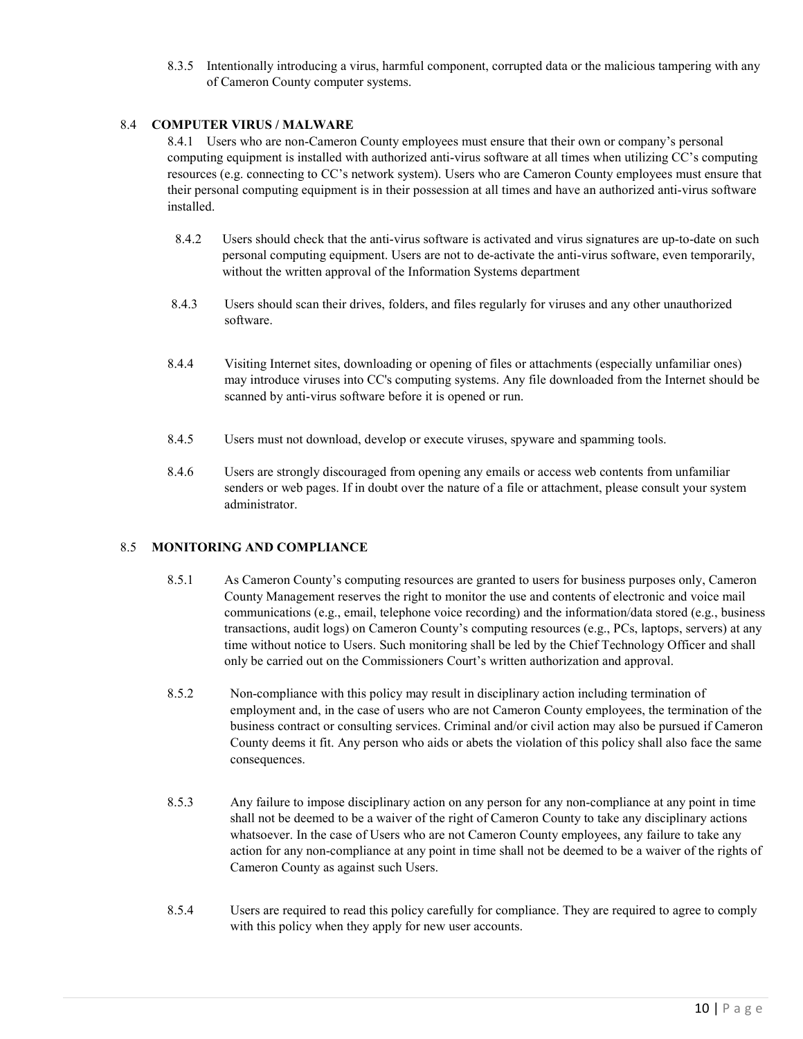8.3.5 Intentionally introducing a virus, harmful component, corrupted data or the malicious tampering with any of Cameron County computer systems.

8.4 **COMPUTER VIRUS / MALWARE**

8.4.1 Users who are non-Cameron County employees must ensure that their own or company's personal computing equipment is installed with authorized anti-virus software at all times when utilizing CC's computing resources (e.g. connecting to CC's network system). Users who are Cameron County employees must ensure that their personal computing equipment is in their possession at all times and have an authorized anti-virus software installed.

8.4.2 Users should check that the anti-virus software is activated and virus signatures are up-to-date on such personal computing equipment. Users are not to de-activate the anti-virus software, even temporarily, without the written approval of the Information Systems department

8.4.3 Users should scan their drives, folders, and files regularly for viruses and any other unauthorized software.

8.4.4 Visiting Internet sites, downloading or opening of files or attachments (especially unfamiliar ones) may introduce viruses into CC's computing systems. Any file downloaded from the Internet should be scanned by anti-virus software before it is opened or run.

8.4.5 Users must not download, develop or execute viruses, spyware and spamming tools.

8.4.6 Users are strongly discouraged from opening any emails or access web contents from unfamiliar senders or web pages. If in doubt over the nature of a file or attachment, please consult your system administrator.

8.5 **MONITORING AND COMPLIANCE**

8.5.1 As Cameron County's computing resources are granted to users for business purposes only, Cameron County Management reserves the right to monitor the use and contents of electronic and voice mail communications (e.g., email, telephone voice recording) and the information/data stored (e.g., business transactions, audit logs) on Cameron County's computing resources (e.g., PCs, laptops, servers) at any time without notice to Users. Such monitoring shall be led by the Chief Technology Officer and shall only be carried out on the Commissioners Court's written authorization and approval.

8.5.2 Non-compliance with this policy may result in disciplinary action including termination of employment and, in the case of users who are not Cameron County employees, the termination of the business contract or consulting services. Criminal and/or civil action may also be pursued if Cameron County deems it fit. Any person who aids or abets the violation of this policy shall also face the same consequences.

8.5.3 Any failure to impose disciplinary action on any person for any non-compliance at any point in time shall not be deemed to be a waiver of the right of Cameron County to take any disciplinary actions whatsoever. In the case of Users who are not Cameron County employees, any failure to take any action for any non-compliance at any point in time shall not be deemed to be a waiver of the rights of Cameron County as against such Users.

8.5.4 Users are required to read this policy carefully for compliance. They are required to agree to comply with this policy when they apply for new user accounts.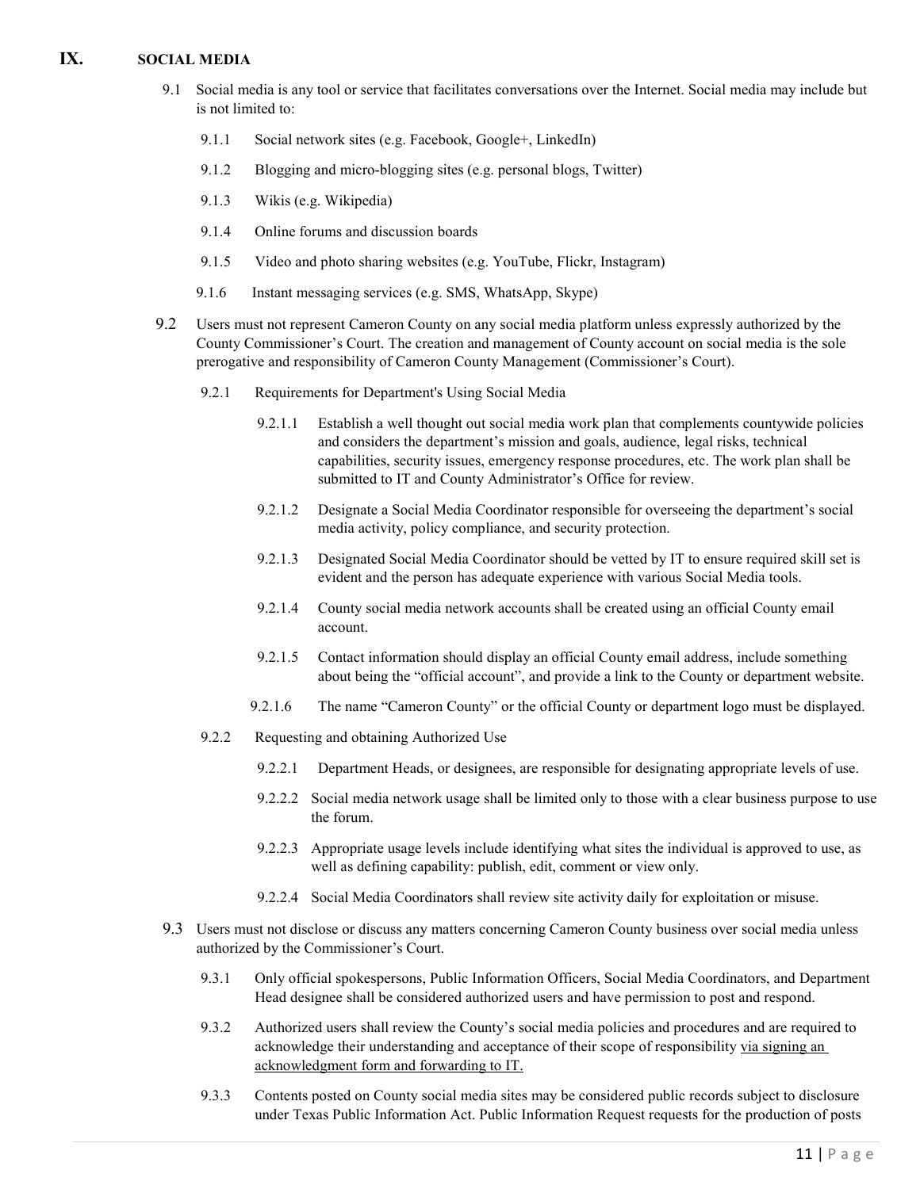# IX. SOCIAL MEDIA

9.1 Social media is any tool or service that facilitates conversations over the Internet. Social media may include but is not limited to:

- 9.1.1 Social network sites (e.g. Facebook, Google+, LinkedIn)
- 9.1.2 Blogging and micro-blogging sites (e.g. personal blogs, Twitter)
- 9.1.3 Wikis (e.g. Wikipedia)
- 9.1.4 Online forums and discussion boards
- 9.1.5 Video and photo sharing websites (e.g. YouTube, Flickr, Instagram)
- 9.1.6 Instant messaging services (e.g. SMS, WhatsApp, Skype)

9.2 Users must not represent Cameron County on any social media platform unless expressly authorized by the County Commissioner's Court. The creation and management of County account on social media is the sole prerogative and responsibility of Cameron County Management (Commissioner's Court).

9.2.1 Requirements for Department's Using Social Media

- 9.2.1.1 Establish a well thought out social media work plan that complements countywide policies and considers the department's mission and goals, audience, legal risks, technical capabilities, security issues, emergency response procedures, etc. The work plan shall be submitted to IT and County Administrator's Office for review.
- 9.2.1.2 Designate a Social Media Coordinator responsible for overseeing the department's social media activity, policy compliance, and security protection.
- 9.2.1.3 Designated Social Media Coordinator should be vetted by IT to ensure required skill set is evident and the person has adequate experience with various Social Media tools.
- 9.2.1.4 County social media network accounts shall be created using an official County email account.
- 9.2.1.5 Contact information should display an official County email address, include something about being the "official account", and provide a link to the County or department website.
- 9.2.1.6 The name "Cameron County" or the official County or department logo must be displayed.

9.2.2 Requesting and obtaining Authorized Use

- 9.2.2.1 Department Heads, or designees, are responsible for designating appropriate levels of use.
- 9.2.2.2 Social media network usage shall be limited only to those with a clear business purpose to use the forum.
- 9.2.2.3 Appropriate usage levels include identifying what sites the individual is approved to use, as well as defining capability: publish, edit, comment or view only.
- 9.2.2.4 Social Media Coordinators shall review site activity daily for exploitation or misuse.

9.3 Users must not disclose or discuss any matters concerning Cameron County business over social media unless authorized by the Commissioner's Court.

- 9.3.1 Only official spokespersons, Public Information Officers, Social Media Coordinators, and Department Head designee shall be considered authorized users and have permission to post and respond.
- 9.3.2 Authorized users shall review the County's social media policies and procedures and are required to acknowledge their understanding and acceptance of their scope of responsibility <u>via signing an acknowledgment form and forwarding to IT.</u>
- 9.3.3 Contents posted on County social media sites may be considered public records subject to disclosure under Texas Public Information Act. Public Information Request requests for the production of posts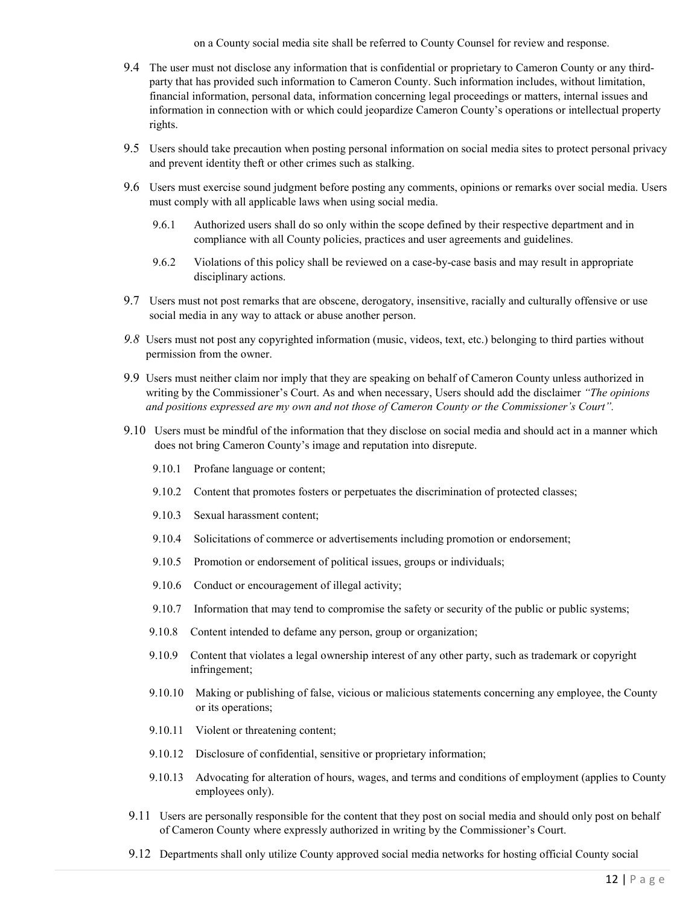on a County social media site shall be referred to County Counsel for review and response.

9.4 The user must not disclose any information that is confidential or proprietary to Cameron County or any third-party that has provided such information to Cameron County. Such information includes, without limitation, financial information, personal data, information concerning legal proceedings or matters, internal issues and information in connection with or which could jeopardize Cameron County's operations or intellectual property rights.

9.5 Users should take precaution when posting personal information on social media sites to protect personal privacy and prevent identity theft or other crimes such as stalking.

9.6 Users must exercise sound judgment before posting any comments, opinions or remarks over social media. Users must comply with all applicable laws when using social media.

9.6.1 Authorized users shall do so only within the scope defined by their respective department and in compliance with all County policies, practices and user agreements and guidelines.

9.6.2 Violations of this policy shall be reviewed on a case-by-case basis and may result in appropriate disciplinary actions.

9.7 Users must not post remarks that are obscene, derogatory, insensitive, racially and culturally offensive or use social media in any way to attack or abuse another person.

*9.8* Users must not post any copyrighted information (music, videos, text, etc.) belonging to third parties without permission from the owner.

9.9 Users must neither claim nor imply that they are speaking on behalf of Cameron County unless authorized in writing by the Commissioner's Court. As and when necessary, Users should add the disclaimer *"The opinions and positions expressed are my own and not those of Cameron County or the Commissioner's Court".*

9.10 Users must be mindful of the information that they disclose on social media and should act in a manner which does not bring Cameron County's image and reputation into disrepute.

9.10.1 Profane language or content;

9.10.2 Content that promotes fosters or perpetuates the discrimination of protected classes;

9.10.3 Sexual harassment content;

9.10.4 Solicitations of commerce or advertisements including promotion or endorsement;

9.10.5 Promotion or endorsement of political issues, groups or individuals;

9.10.6 Conduct or encouragement of illegal activity;

9.10.7 Information that may tend to compromise the safety or security of the public or public systems;

9.10.8 Content intended to defame any person, group or organization;

9.10.9 Content that violates a legal ownership interest of any other party, such as trademark or copyright infringement;

9.10.10 Making or publishing of false, vicious or malicious statements concerning any employee, the County or its operations;

9.10.11 Violent or threatening content;

9.10.12 Disclosure of confidential, sensitive or proprietary information;

9.10.13 Advocating for alteration of hours, wages, and terms and conditions of employment (applies to County employees only).

9.11 Users are personally responsible for the content that they post on social media and should only post on behalf of Cameron County where expressly authorized in writing by the Commissioner's Court.

9.12 Departments shall only utilize County approved social media networks for hosting official County social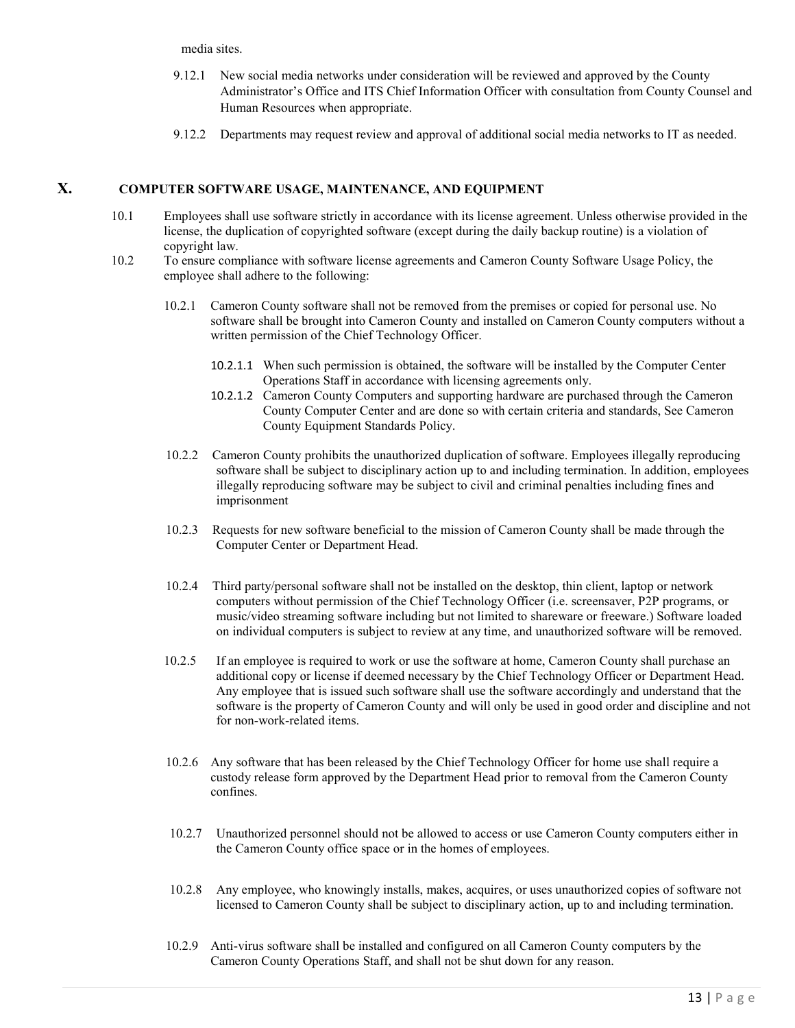media sites.

9.12.1 New social media networks under consideration will be reviewed and approved by the County Administrator's Office and ITS Chief Information Officer with consultation from County Counsel and Human Resources when appropriate.

9.12.2 Departments may request review and approval of additional social media networks to IT as needed.

## X. COMPUTER SOFTWARE USAGE, MAINTENANCE, AND EQUIPMENT

10.1 Employees shall use software strictly in accordance with its license agreement. Unless otherwise provided in the license, the duplication of copyrighted software (except during the daily backup routine) is a violation of copyright law.

10.2 To ensure compliance with software license agreements and Cameron County Software Usage Policy, the employee shall adhere to the following:

10.2.1 Cameron County software shall not be removed from the premises or copied for personal use. No software shall be brought into Cameron County and installed on Cameron County computers without a written permission of the Chief Technology Officer.

10.2.1.1 When such permission is obtained, the software will be installed by the Computer Center Operations Staff in accordance with licensing agreements only.

10.2.1.2 Cameron County Computers and supporting hardware are purchased through the Cameron County Computer Center and are done so with certain criteria and standards, See Cameron County Equipment Standards Policy.

10.2.2 Cameron County prohibits the unauthorized duplication of software. Employees illegally reproducing software shall be subject to disciplinary action up to and including termination. In addition, employees illegally reproducing software may be subject to civil and criminal penalties including fines and imprisonment

10.2.3 Requests for new software beneficial to the mission of Cameron County shall be made through the Computer Center or Department Head.

10.2.4 Third party/personal software shall not be installed on the desktop, thin client, laptop or network computers without permission of the Chief Technology Officer (i.e. screensaver, P2P programs, or music/video streaming software including but not limited to shareware or freeware.) Software loaded on individual computers is subject to review at any time, and unauthorized software will be removed.

10.2.5 If an employee is required to work or use the software at home, Cameron County shall purchase an additional copy or license if deemed necessary by the Chief Technology Officer or Department Head. Any employee that is issued such software shall use the software accordingly and understand that the software is the property of Cameron County and will only be used in good order and discipline and not for non-work-related items.

10.2.6 Any software that has been released by the Chief Technology Officer for home use shall require a custody release form approved by the Department Head prior to removal from the Cameron County confines.

10.2.7 Unauthorized personnel should not be allowed to access or use Cameron County computers either in the Cameron County office space or in the homes of employees.

10.2.8 Any employee, who knowingly installs, makes, acquires, or uses unauthorized copies of software not licensed to Cameron County shall be subject to disciplinary action, up to and including termination.

10.2.9 Anti-virus software shall be installed and configured on all Cameron County computers by the Cameron County Operations Staff, and shall not be shut down for any reason.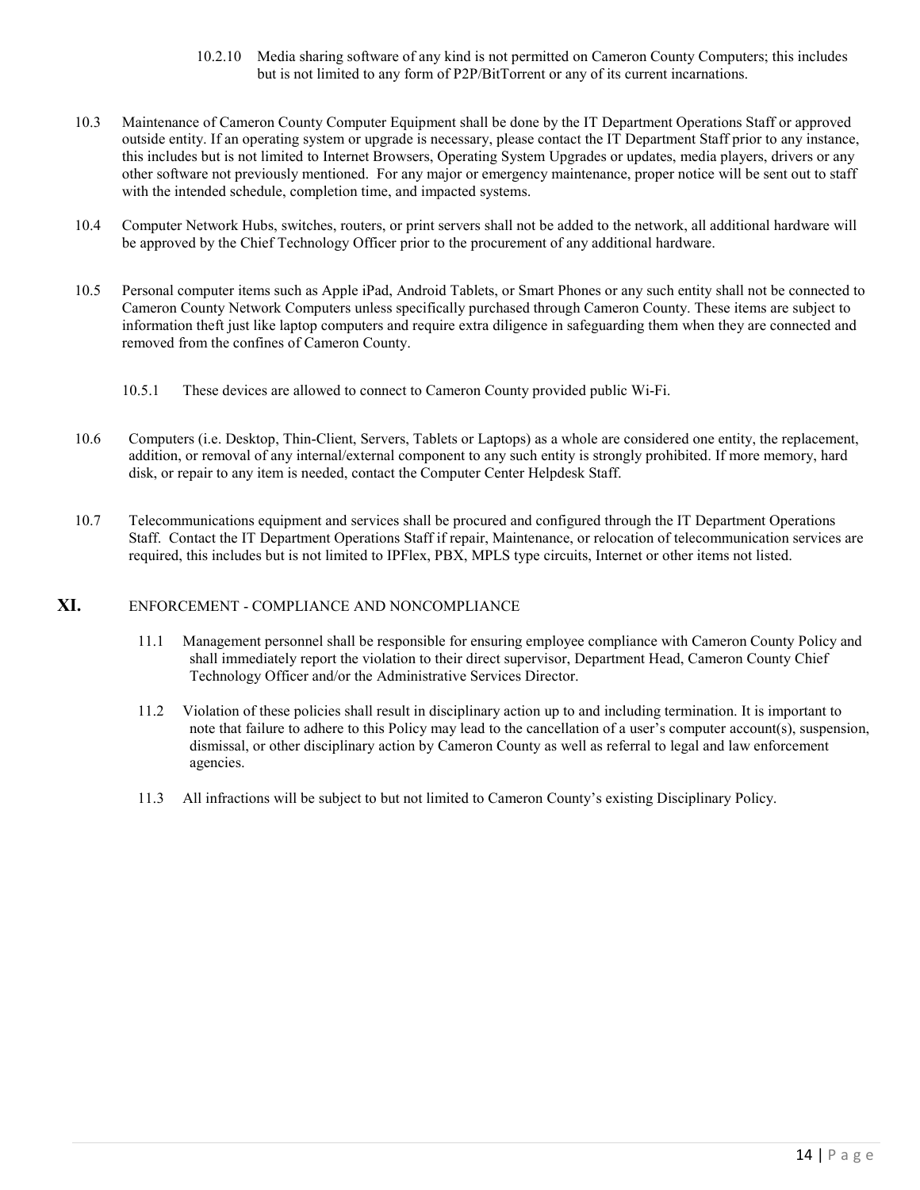10.2.10 Media sharing software of any kind is not permitted on Cameron County Computers; this includes but is not limited to any form of P2P/BitTorrent or any of its current incarnations.

10.3 Maintenance of Cameron County Computer Equipment shall be done by the IT Department Operations Staff or approved outside entity. If an operating system or upgrade is necessary, please contact the IT Department Staff prior to any instance, this includes but is not limited to Internet Browsers, Operating System Upgrades or updates, media players, drivers or any other software not previously mentioned. For any major or emergency maintenance, proper notice will be sent out to staff with the intended schedule, completion time, and impacted systems.

10.4 Computer Network Hubs, switches, routers, or print servers shall not be added to the network, all additional hardware will be approved by the Chief Technology Officer prior to the procurement of any additional hardware.

10.5 Personal computer items such as Apple iPad, Android Tablets, or Smart Phones or any such entity shall not be connected to Cameron County Network Computers unless specifically purchased through Cameron County. These items are subject to information theft just like laptop computers and require extra diligence in safeguarding them when they are connected and removed from the confines of Cameron County.

10.5.1 These devices are allowed to connect to Cameron County provided public Wi-Fi.

10.6 Computers (i.e. Desktop, Thin-Client, Servers, Tablets or Laptops) as a whole are considered one entity, the replacement, addition, or removal of any internal/external component to any such entity is strongly prohibited. If more memory, hard disk, or repair to any item is needed, contact the Computer Center Helpdesk Staff.

10.7 Telecommunications equipment and services shall be procured and configured through the IT Department Operations Staff. Contact the IT Department Operations Staff if repair, Maintenance, or relocation of telecommunication services are required, this includes but is not limited to IPFlex, PBX, MPLS type circuits, Internet or other items not listed.

## XI. ENFORCEMENT - COMPLIANCE AND NONCOMPLIANCE

11.1 Management personnel shall be responsible for ensuring employee compliance with Cameron County Policy and shall immediately report the violation to their direct supervisor, Department Head, Cameron County Chief Technology Officer and/or the Administrative Services Director.

11.2 Violation of these policies shall result in disciplinary action up to and including termination. It is important to note that failure to adhere to this Policy may lead to the cancellation of a user's computer account(s), suspension, dismissal, or other disciplinary action by Cameron County as well as referral to legal and law enforcement agencies.

11.3 All infractions will be subject to but not limited to Cameron County's existing Disciplinary Policy.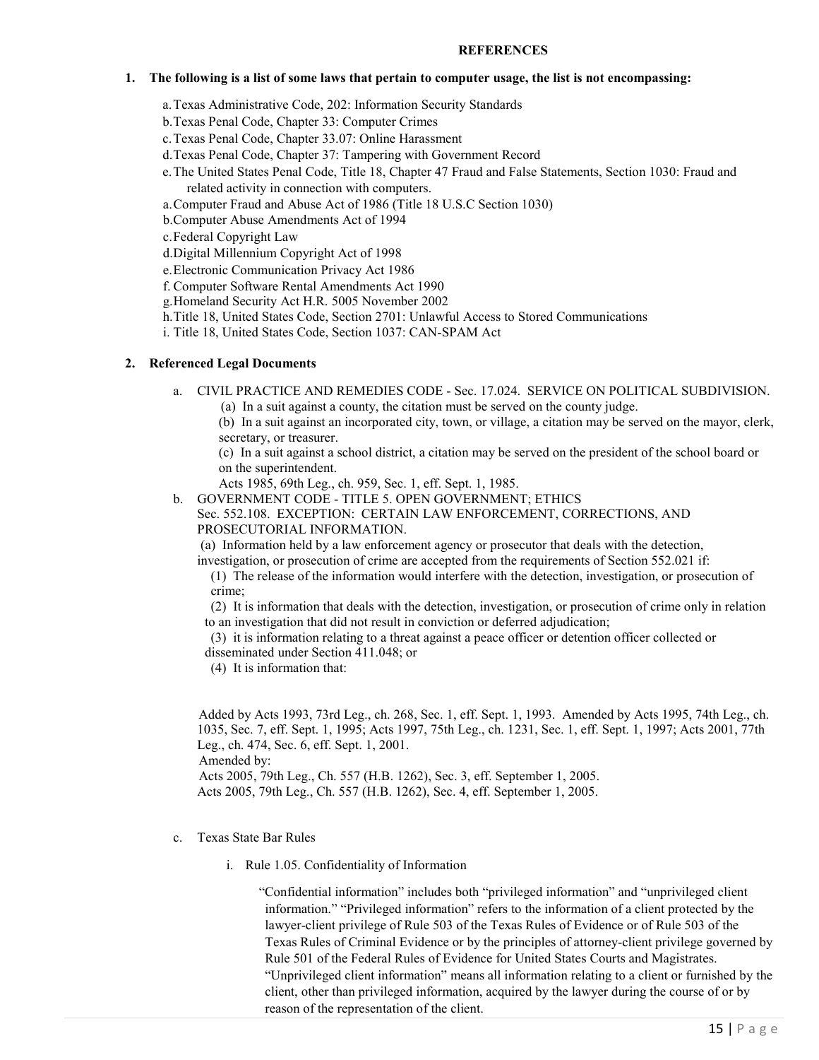**REFERENCES**

1. **The following is a list of some laws that pertain to computer usage, the list is not encompassing:**

   a. Texas Administrative Code, 202: Information Security Standards
   b. Texas Penal Code, Chapter 33: Computer Crimes
   c. Texas Penal Code, Chapter 33.07: Online Harassment
   d. Texas Penal Code, Chapter 37: Tampering with Government Record
   e. The United States Penal Code, Title 18, Chapter 47 Fraud and False Statements, Section 1030: Fraud and related activity in connection with computers.
   a. Computer Fraud and Abuse Act of 1986 (Title 18 U.S.C Section 1030)
   b. Computer Abuse Amendments Act of 1994
   c. Federal Copyright Law
   d. Digital Millennium Copyright Act of 1998
   e. Electronic Communication Privacy Act 1986
   f. Computer Software Rental Amendments Act 1990
   g. Homeland Security Act H.R. 5005 November 2002
   h. Title 18, United States Code, Section 2701: Unlawful Access to Stored Communications
   i. Title 18, United States Code, Section 1037: CAN-SPAM Act

2. **Referenced Legal Documents**

   a. CIVIL PRACTICE AND REMEDIES CODE - Sec. 17.024. SERVICE ON POLITICAL SUBDIVISION.
      (a) In a suit against a county, the citation must be served on the county judge.
      (b) In a suit against an incorporated city, town, or village, a citation may be served on the mayor, clerk, secretary, or treasurer.
      (c) In a suit against a school district, a citation may be served on the president of the school board or on the superintendent.
      Acts 1985, 69th Leg., ch. 959, Sec. 1, eff. Sept. 1, 1985.

   b. GOVERNMENT CODE - TITLE 5. OPEN GOVERNMENT; ETHICS
      Sec. 552.108. EXCEPTION: CERTAIN LAW ENFORCEMENT, CORRECTIONS, AND PROSECUTORIAL INFORMATION.
      (a) Information held by a law enforcement agency or prosecutor that deals with the detection, investigation, or prosecution of crime are accepted from the requirements of Section 552.021 if:
      (1) The release of the information would interfere with the detection, investigation, or prosecution of crime;
      (2) It is information that deals with the detection, investigation, or prosecution of crime only in relation to an investigation that did not result in conviction or deferred adjudication;
      (3) it is information relating to a threat against a peace officer or detention officer collected or disseminated under Section 411.048; or
      (4) It is information that:

      Added by Acts 1993, 73rd Leg., ch. 268, Sec. 1, eff. Sept. 1, 1993. Amended by Acts 1995, 74th Leg., ch. 1035, Sec. 7, eff. Sept. 1, 1995; Acts 1997, 75th Leg., ch. 1231, Sec. 1, eff. Sept. 1, 1997; Acts 2001, 77th Leg., ch. 474, Sec. 6, eff. Sept. 1, 2001.
      Amended by:
      Acts 2005, 79th Leg., Ch. 557 (H.B. 1262), Sec. 3, eff. September 1, 2005.
      Acts 2005, 79th Leg., Ch. 557 (H.B. 1262), Sec. 4, eff. September 1, 2005.

   c. Texas State Bar Rules

      i. Rule 1.05. Confidentiality of Information

         "Confidential information" includes both "privileged information" and "unprivileged client information." "Privileged information" refers to the information of a client protected by the lawyer-client privilege of Rule 503 of the Texas Rules of Evidence or of Rule 503 of the Texas Rules of Criminal Evidence or by the principles of attorney-client privilege governed by Rule 501 of the Federal Rules of Evidence for United States Courts and Magistrates. "Unprivileged client information" means all information relating to a client or furnished by the client, other than privileged information, acquired by the lawyer during the course of or by reason of the representation of the client.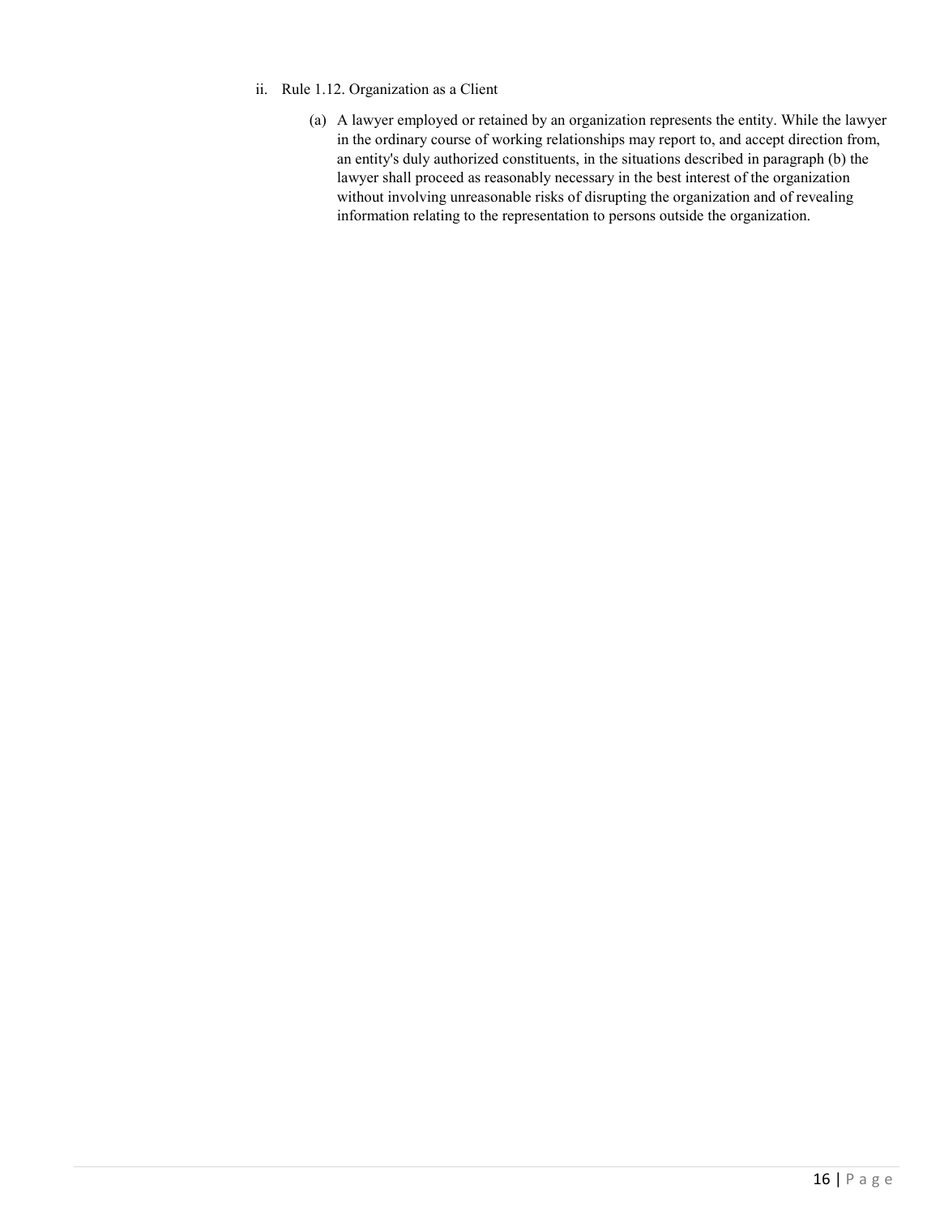ii. Rule 1.12. Organization as a Client

(a) A lawyer employed or retained by an organization represents the entity. While the lawyer in the ordinary course of working relationships may report to, and accept direction from, an entity's duly authorized constituents, in the situations described in paragraph (b) the lawyer shall proceed as reasonably necessary in the best interest of the organization without involving unreasonable risks of disrupting the organization and of revealing information relating to the representation to persons outside the organization.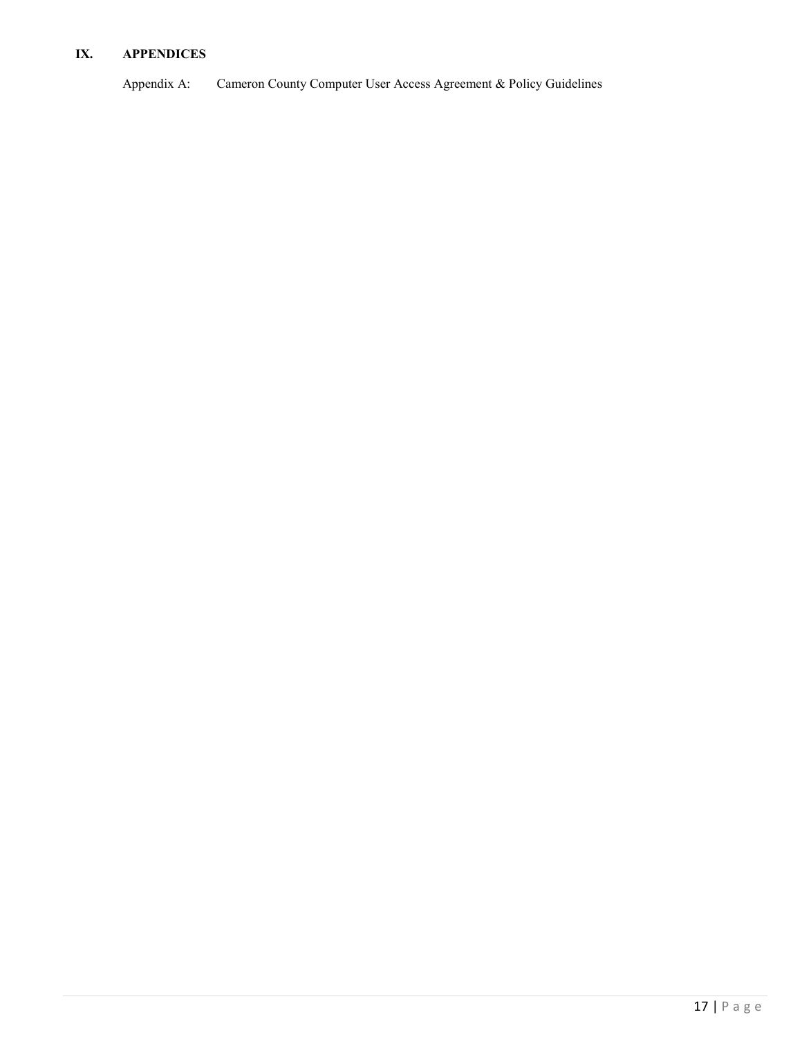## IX. APPENDICES

Appendix A: Cameron County Computer User Access Agreement & Policy Guidelines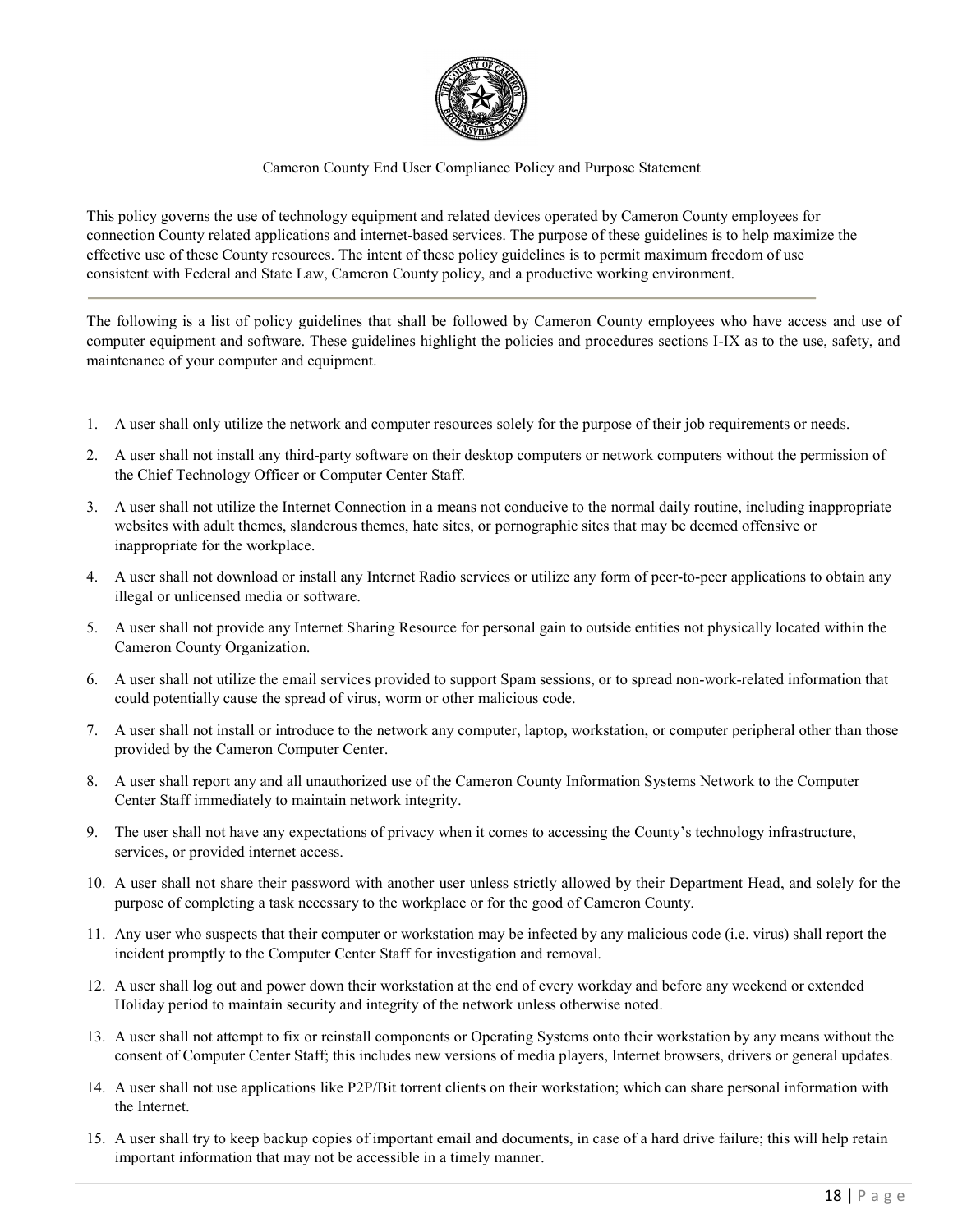Cameron County End User Compliance Policy and Purpose Statement

This policy governs the use of technology equipment and related devices operated by Cameron County employees for connection County related applications and internet-based services. The purpose of these guidelines is to help maximize the effective use of these County resources. The intent of these policy guidelines is to permit maximum freedom of use consistent with Federal and State Law, Cameron County policy, and a productive working environment.

---

The following is a list of policy guidelines that shall be followed by Cameron County employees who have access and use of computer equipment and software. These guidelines highlight the policies and procedures sections I-IX as to the use, safety, and maintenance of your computer and equipment.

1. A user shall only utilize the network and computer resources solely for the purpose of their job requirements or needs.
2. A user shall not install any third-party software on their desktop computers or network computers without the permission of the Chief Technology Officer or Computer Center Staff.
3. A user shall not utilize the Internet Connection in a means not conducive to the normal daily routine, including inappropriate websites with adult themes, slanderous themes, hate sites, or pornographic sites that may be deemed offensive or inappropriate for the workplace.
4. A user shall not download or install any Internet Radio services or utilize any form of peer-to-peer applications to obtain any illegal or unlicensed media or software.
5. A user shall not provide any Internet Sharing Resource for personal gain to outside entities not physically located within the Cameron County Organization.
6. A user shall not utilize the email services provided to support Spam sessions, or to spread non-work-related information that could potentially cause the spread of virus, worm or other malicious code.
7. A user shall not install or introduce to the network any computer, laptop, workstation, or computer peripheral other than those provided by the Cameron Computer Center.
8. A user shall report any and all unauthorized use of the Cameron County Information Systems Network to the Computer Center Staff immediately to maintain network integrity.
9. The user shall not have any expectations of privacy when it comes to accessing the County's technology infrastructure, services, or provided internet access.
10. A user shall not share their password with another user unless strictly allowed by their Department Head, and solely for the purpose of completing a task necessary to the workplace or for the good of Cameron County.
11. Any user who suspects that their computer or workstation may be infected by any malicious code (i.e. virus) shall report the incident promptly to the Computer Center Staff for investigation and removal.
12. A user shall log out and power down their workstation at the end of every workday and before any weekend or extended Holiday period to maintain security and integrity of the network unless otherwise noted.
13. A user shall not attempt to fix or reinstall components or Operating Systems onto their workstation by any means without the consent of Computer Center Staff; this includes new versions of media players, Internet browsers, drivers or general updates.
14. A user shall not use applications like P2P/Bit torrent clients on their workstation; which can share personal information with the Internet.
15. A user shall try to keep backup copies of important email and documents, in case of a hard drive failure; this will help retain important information that may not be accessible in a timely manner.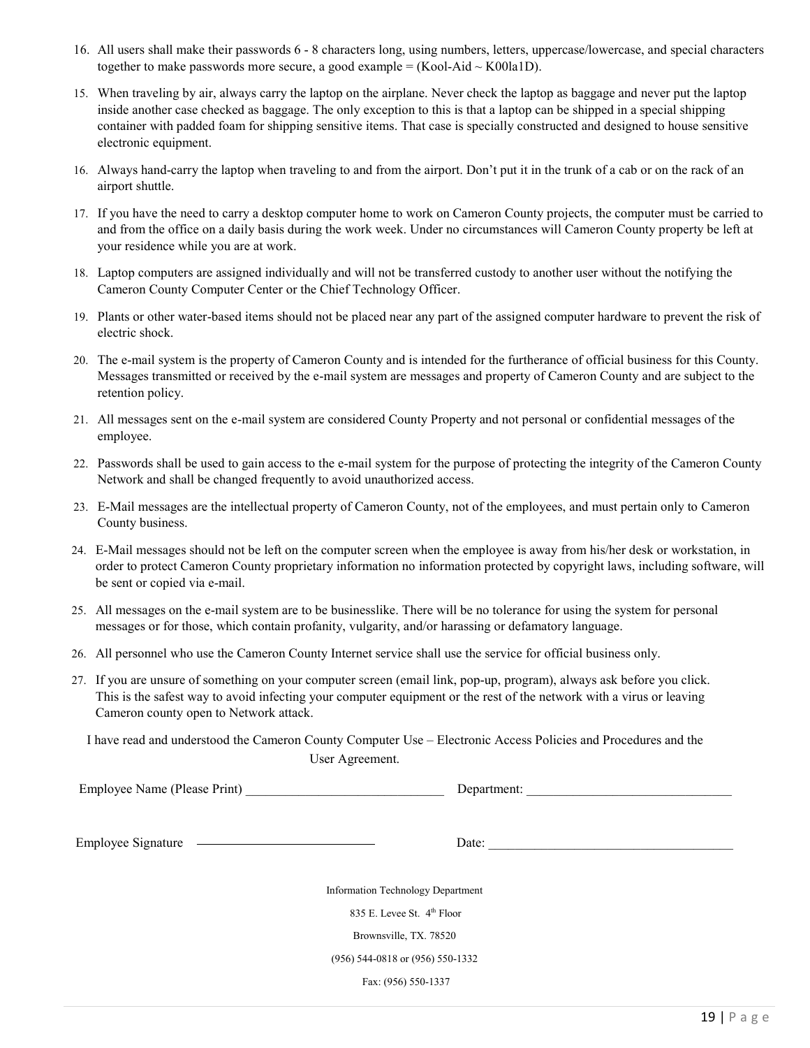16. All users shall make their passwords 6 - 8 characters long, using numbers, letters, uppercase/lowercase, and special characters together to make passwords more secure, a good example = (Kool-Aid ~ K00la1D).

15. When traveling by air, always carry the laptop on the airplane. Never check the laptop as baggage and never put the laptop inside another case checked as baggage. The only exception to this is that a laptop can be shipped in a special shipping container with padded foam for shipping sensitive items. That case is specially constructed and designed to house sensitive electronic equipment.

16. Always hand-carry the laptop when traveling to and from the airport. Don't put it in the trunk of a cab or on the rack of an airport shuttle.

17. If you have the need to carry a desktop computer home to work on Cameron County projects, the computer must be carried to and from the office on a daily basis during the work week. Under no circumstances will Cameron County property be left at your residence while you are at work.

18. Laptop computers are assigned individually and will not be transferred custody to another user without the notifying the Cameron County Computer Center or the Chief Technology Officer.

19. Plants or other water-based items should not be placed near any part of the assigned computer hardware to prevent the risk of electric shock.

20. The e-mail system is the property of Cameron County and is intended for the furtherance of official business for this County. Messages transmitted or received by the e-mail system are messages and property of Cameron County and are subject to the retention policy.

21. All messages sent on the e-mail system are considered County Property and not personal or confidential messages of the employee.

22. Passwords shall be used to gain access to the e-mail system for the purpose of protecting the integrity of the Cameron County Network and shall be changed frequently to avoid unauthorized access.

23. E-Mail messages are the intellectual property of Cameron County, not of the employees, and must pertain only to Cameron County business.

24. E-Mail messages should not be left on the computer screen when the employee is away from his/her desk or workstation, in order to protect Cameron County proprietary information no information protected by copyright laws, including software, will be sent or copied via e-mail.

25. All messages on the e-mail system are to be businesslike. There will be no tolerance for using the system for personal messages or for those, which contain profanity, vulgarity, and/or harassing or defamatory language.

26. All personnel who use the Cameron County Internet service shall use the service for official business only.

27. If you are unsure of something on your computer screen (email link, pop-up, program), always ask before you click. This is the safest way to avoid infecting your computer equipment or the rest of the network with a virus or leaving Cameron county open to Network attack.

I have read and understood the Cameron County Computer Use – Electronic Access Policies and Procedures and the User Agreement.

Employee Name (Please Print) ______________________________ Department: _______________________________

Employee Signature ___________________________ Date: _____________________________________

Information Technology Department

835 E. Levee St. 4th Floor

Brownsville, TX. 78520

(956) 544-0818 or (956) 550-1332

Fax: (956) 550-1337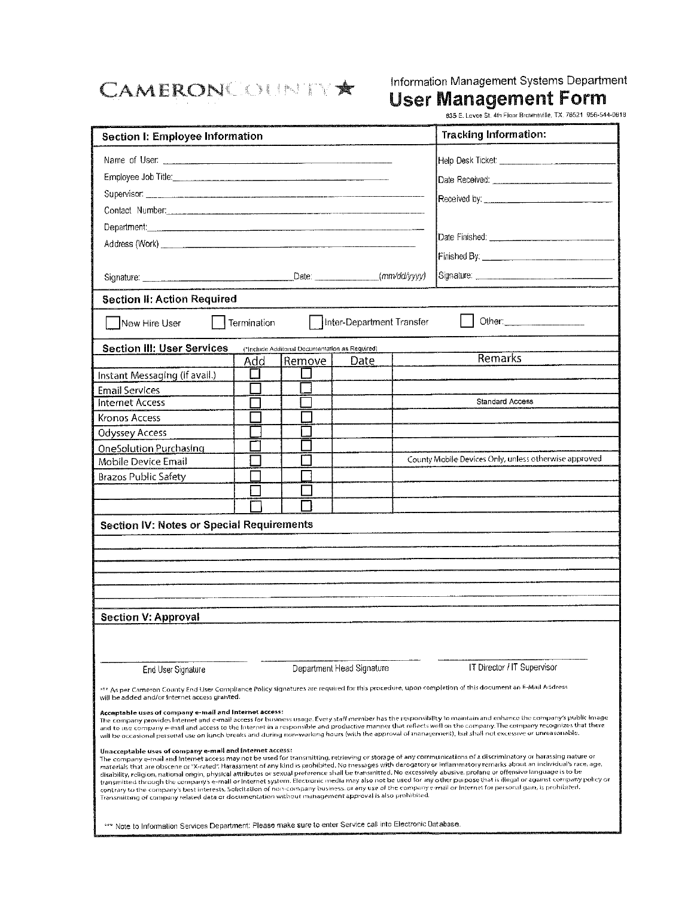CAMERON COUNTY ★

Information Management Systems Department

# User Management Form

835 E. Levee St. 4th Floor Brownsville, TX. 78521 956-544-0818

## Section I: Employee Information

Name of User: ____________________

Employee Job Title: ____________________

Supervisor: ____________________

Contact Number: ____________________

Department: ____________________

Address (Work) ____________________

Signature: ____________________ Date: __________ *(mm/dd/yyyy)*

## Tracking Information:

Help Desk Ticket: ____________________

Date Received: ____________________

Received by: ____________________

Date Finished: ____________________

Finished By: ____________________

Signature: ____________________

## Section II: Action Required

☐ New Hire User ☐ Termination ☐ Inter-Department Transfer ☐ Other: __________

## Section III: User Services

(*Include Additional Documentation as Required)

| | Add | Remove | Date | Remarks |
|---|---|---|---|---|
| Instant Messaging (if avail.) | ☐ | ☐ | | |
| Email Services | ☐ | ☐ | | |
| Internet Access | ☐ | ☐ | | Standard Access |
| Kronos Access | ☐ | ☐ | | |
| Odyssey Access | ☐ | ☐ | | |
| OneSolution Purchasing | ☐ | ☐ | | |
| Mobile Device Email | ☐ | ☐ | | County Mobile Devices Only, unless otherwise approved |
| Brazos Public Safety | ☐ | ☐ | | |
| | ☐ | ☐ | | |
| | ☐ | ☐ | | |

## Section IV: Notes or Special Requirements

## Section V: Approval

End User Signature | Department Head Signature | IT Director / IT Supervisor

*** As per Cameron County End User Compliance Policy signatures are required for this procedure, upon completion of this document an E-Mail Address will be added and/or Internet access granted.

**Acceptable uses of company e-mail and Internet access:**
The company provides Internet and e-mail access for business usage. Every staff member has the responsibility to maintain and enhance the company's public image and to use company e-mail and access to the Internet in a responsible and productive manner that reflects well on the company. The company recognizes that there will be occasional personal use on lunch breaks and during non-working hours (with the approval of management), but shall not excessive or unreasonable.

**Unacceptable uses of company e-mail and Internet access:**
The company e-mail and Internet access may not be used for transmitting, retrieving or storage of any communications of a discriminatory or harassing nature or materials that are obscene or "X-rated". Harassment of any kind is prohibited. No messages with derogatory or inflammatory remarks about an individual's race, age, disability, religion, national origin, physical attributes or sexual preference shall be transmitted. No excessively abusive, profane or offensive language is to be transmitted through the company's e-mail or Internet system. Electronic media may also not be used for any other purpose that is illegal or against company policy or contrary to the company's best interests. Solicitation of non-company business, or any use of the company e-mail or Internet for personal gain, is prohibited. Transmitting of company related data or documentation without management approval is also prohibited.

*** Note to Information Services Department: Please make sure to enter Service call into Electronic Database.